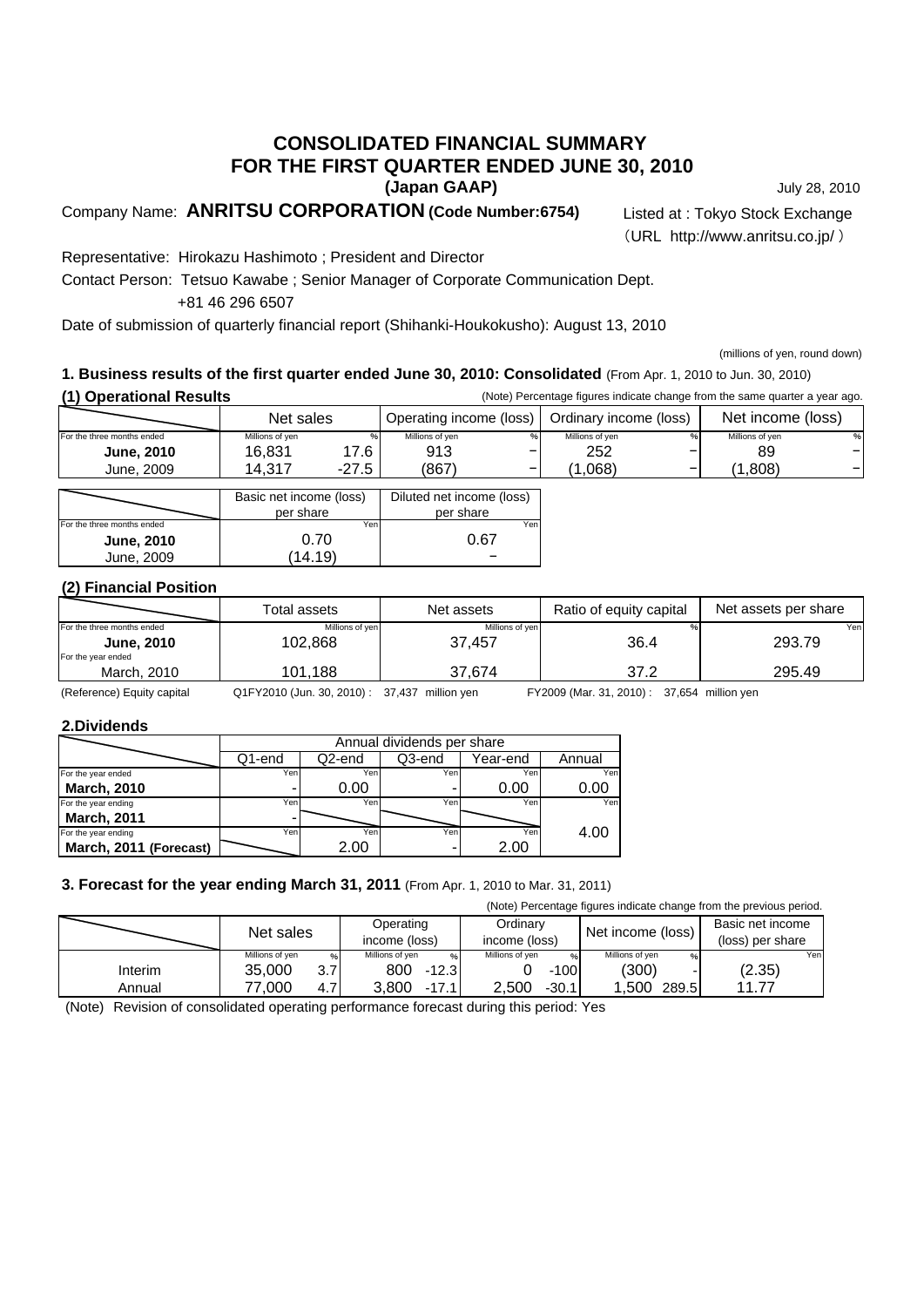# CONSOLIDATED FINANCIAL SUMMARY
# FOR THE FIRST QUARTER ENDED JUNE 30, 2010
**(Japan GAAP)**

July 28, 2010

Company Name: **ANRITSU CORPORATION (Code Number:6754)**

Listed at : Tokyo Stock Exchange
（URL http://www.anritsu.co.jp/ ）

Representative: Hirokazu Hashimoto ; President and Director

Contact Person: Tetsuo Kawabe ; Senior Manager of Corporate Communication Dept.
+81 46 296 6507

Date of submission of quarterly financial report (Shihanki-Houkokusho): August 13, 2010

(millions of yen, round down)

### 1. Business results of the first quarter ended June 30, 2010: Consolidated (From Apr. 1, 2010 to Jun. 30, 2010)

**(1) Operational Results**

(Note) Percentage figures indicate change from the same quarter a year ago.

| | Net sales | | Operating income (loss) | | Ordinary income (loss) | | Net income (loss) | |
|---|---|---|---|---|---|---|---|---|
| For the three months ended | Millions of yen | % | Millions of yen | % | Millions of yen | % | Millions of yen | % |
| **June, 2010** | 16,831 | 17.6 | 913 | − | 252 | − | 89 | − |
| June, 2009 | 14,317 | -27.5 | (867) | − | (1,068) | − | (1,808) | − |

| | Basic net income (loss) per share | Diluted net income (loss) per share |
|---|---|---|
| For the three months ended | Yen | Yen |
| **June, 2010** | 0.70 | 0.67 |
| June, 2009 | (14.19) | − |

**(2) Financial Position**

| | Total assets | Net assets | Ratio of equity capital | Net assets per share |
|---|---|---|---|---|
| For the three months ended | Millions of yen | Millions of yen | % | Yen |
| **June, 2010** | 102,868 | 37,457 | 36.4 | 293.79 |
| For the year ended March, 2010 | 101,188 | 37,674 | 37.2 | 295.49 |

(Reference) Equity capital Q1FY2010 (Jun. 30, 2010) : 37,437 million yen FY2009 (Mar. 31, 2010) : 37,654 million yen

**2.Dividends**

| | Annual dividends per share | | | | |
|---|---|---|---|---|---|
| | Q1-end | Q2-end | Q3-end | Year-end | Annual |
| | Yen | Yen | Yen | Yen | Yen |
| For the year ended **March, 2010** | - | 0.00 | - | 0.00 | 0.00 |
| For the year ending **March, 2011** | - | | | | 4.00 |
| For the year ending **March, 2011 (Forecast)** | | 2.00 | - | 2.00 | |

### 3. Forecast for the year ending March 31, 2011 (From Apr. 1, 2010 to Mar. 31, 2011)

(Note) Percentage figures indicate change from the previous period.

| | Net sales | | Operating income (loss) | | Ordinary income (loss) | | Net income (loss) | | Basic net income (loss) per share |
|---|---|---|---|---|---|---|---|---|---|
| | Millions of yen | % | Millions of yen | % | Millions of yen | % | Millions of yen | % | Yen |
| Interim | 35,000 | 3.7 | 800 | -12.3 | 0 | -100 | (300) | - | (2.35) |
| Annual | 77,000 | 4.7 | 3,800 | -17.1 | 2,500 | -30.1 | 1,500 | 289.5 | 11.77 |

(Note) Revision of consolidated operating performance forecast during this period: Yes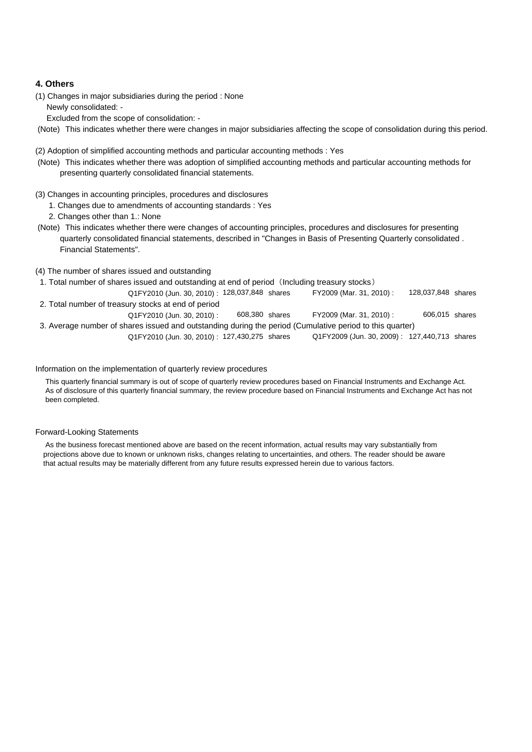## 4. Others

(1) Changes in major subsidiaries during the period : None

Newly consolidated: -

Excluded from the scope of consolidation: -

(Note) This indicates whether there were changes in major subsidiaries affecting the scope of consolidation during this period.

(2) Adoption of simplified accounting methods and particular accounting methods : Yes

(Note) This indicates whether there was adoption of simplified accounting methods and particular accounting methods for presenting quarterly consolidated financial statements.

(3) Changes in accounting principles, procedures and disclosures

1. Changes due to amendments of accounting standards : Yes
2. Changes other than 1.: None

(Note) This indicates whether there were changes of accounting principles, procedures and disclosures for presenting quarterly consolidated financial statements, described in "Changes in Basis of Presenting Quarterly consolidated . Financial Statements".

(4) The number of shares issued and outstanding

1. Total number of shares issued and outstanding at end of period（Including treasury stocks）

| | | | | |
|---|---|---|---|---|
| Q1FY2010 (Jun. 30, 2010) : | 128,037,848 shares | | FY2009 (Mar. 31, 2010) : | 128,037,848 shares |

2. Total number of treasury stocks at end of period

| | | | | |
|---|---|---|---|---|
| Q1FY2010 (Jun. 30, 2010) : | 608,380 shares | | FY2009 (Mar. 31, 2010) : | 606,015 shares |

3. Average number of shares issued and outstanding during the period (Cumulative period to this quarter)

| | | | | |
|---|---|---|---|---|
| Q1FY2010 (Jun. 30, 2010) : | 127,430,275 shares | | Q1FY2009 (Jun. 30, 2009) : | 127,440,713 shares |

Information on the implementation of quarterly review procedures

This quarterly financial summary is out of scope of quarterly review procedures based on Financial Instruments and Exchange Act. As of disclosure of this quarterly financial summary, the review procedure based on Financial Instruments and Exchange Act has not been completed.

Forward-Looking Statements

As the business forecast mentioned above are based on the recent information, actual results may vary substantially from projections above due to known or unknown risks, changes relating to uncertainties, and others. The reader should be aware that actual results may be materially different from any future results expressed herein due to various factors.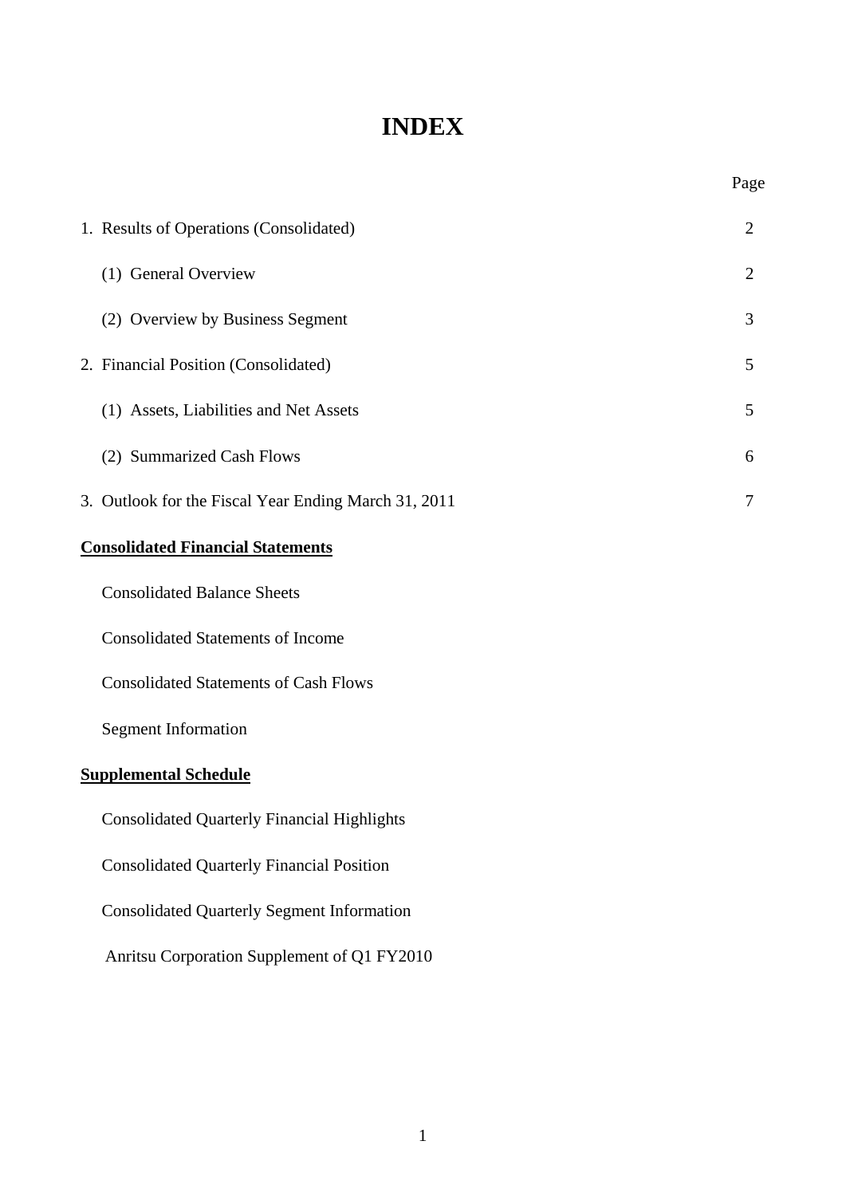# INDEX

| | Page |
|---|---|
| 1. Results of Operations (Consolidated) | 2 |
| (1) General Overview | 2 |
| (2) Overview by Business Segment | 3 |
| 2. Financial Position (Consolidated) | 5 |
| (1) Assets, Liabilities and Net Assets | 5 |
| (2) Summarized Cash Flows | 6 |
| 3. Outlook for the Fiscal Year Ending March 31, 2011 | 7 |

**Consolidated Financial Statements**

Consolidated Balance Sheets

Consolidated Statements of Income

Consolidated Statements of Cash Flows

Segment Information

**Supplemental Schedule**

Consolidated Quarterly Financial Highlights

Consolidated Quarterly Financial Position

Consolidated Quarterly Segment Information

Anritsu Corporation Supplement of Q1 FY2010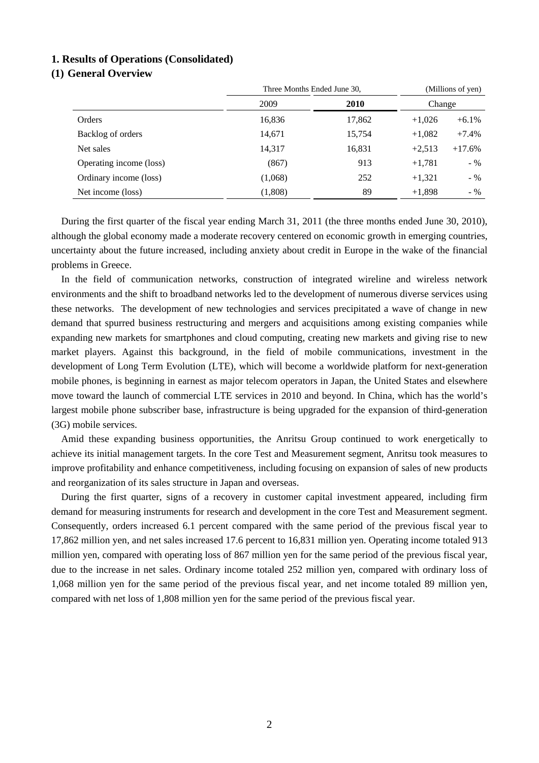## 1. Results of Operations (Consolidated)

### (1) General Overview

| | Three Months Ended June 30, | | (Millions of yen) | |
|---|---|---|---|---|
| | 2009 | **2010** | Change | |
| Orders | 16,836 | 17,862 | +1,026 | +6.1% |
| Backlog of orders | 14,671 | 15,754 | +1,082 | +7.4% |
| Net sales | 14,317 | 16,831 | +2,513 | +17.6% |
| Operating income (loss) | (867) | 913 | +1,781 | - % |
| Ordinary income (loss) | (1,068) | 252 | +1,321 | - % |
| Net income (loss) | (1,808) | 89 | +1,898 | - % |

During the first quarter of the fiscal year ending March 31, 2011 (the three months ended June 30, 2010), although the global economy made a moderate recovery centered on economic growth in emerging countries, uncertainty about the future increased, including anxiety about credit in Europe in the wake of the financial problems in Greece.

In the field of communication networks, construction of integrated wireline and wireless network environments and the shift to broadband networks led to the development of numerous diverse services using these networks. The development of new technologies and services precipitated a wave of change in new demand that spurred business restructuring and mergers and acquisitions among existing companies while expanding new markets for smartphones and cloud computing, creating new markets and giving rise to new market players. Against this background, in the field of mobile communications, investment in the development of Long Term Evolution (LTE), which will become a worldwide platform for next-generation mobile phones, is beginning in earnest as major telecom operators in Japan, the United States and elsewhere move toward the launch of commercial LTE services in 2010 and beyond. In China, which has the world's largest mobile phone subscriber base, infrastructure is being upgraded for the expansion of third-generation (3G) mobile services.

Amid these expanding business opportunities, the Anritsu Group continued to work energetically to achieve its initial management targets. In the core Test and Measurement segment, Anritsu took measures to improve profitability and enhance competitiveness, including focusing on expansion of sales of new products and reorganization of its sales structure in Japan and overseas.

During the first quarter, signs of a recovery in customer capital investment appeared, including firm demand for measuring instruments for research and development in the core Test and Measurement segment. Consequently, orders increased 6.1 percent compared with the same period of the previous fiscal year to 17,862 million yen, and net sales increased 17.6 percent to 16,831 million yen. Operating income totaled 913 million yen, compared with operating loss of 867 million yen for the same period of the previous fiscal year, due to the increase in net sales. Ordinary income totaled 252 million yen, compared with ordinary loss of 1,068 million yen for the same period of the previous fiscal year, and net income totaled 89 million yen, compared with net loss of 1,808 million yen for the same period of the previous fiscal year.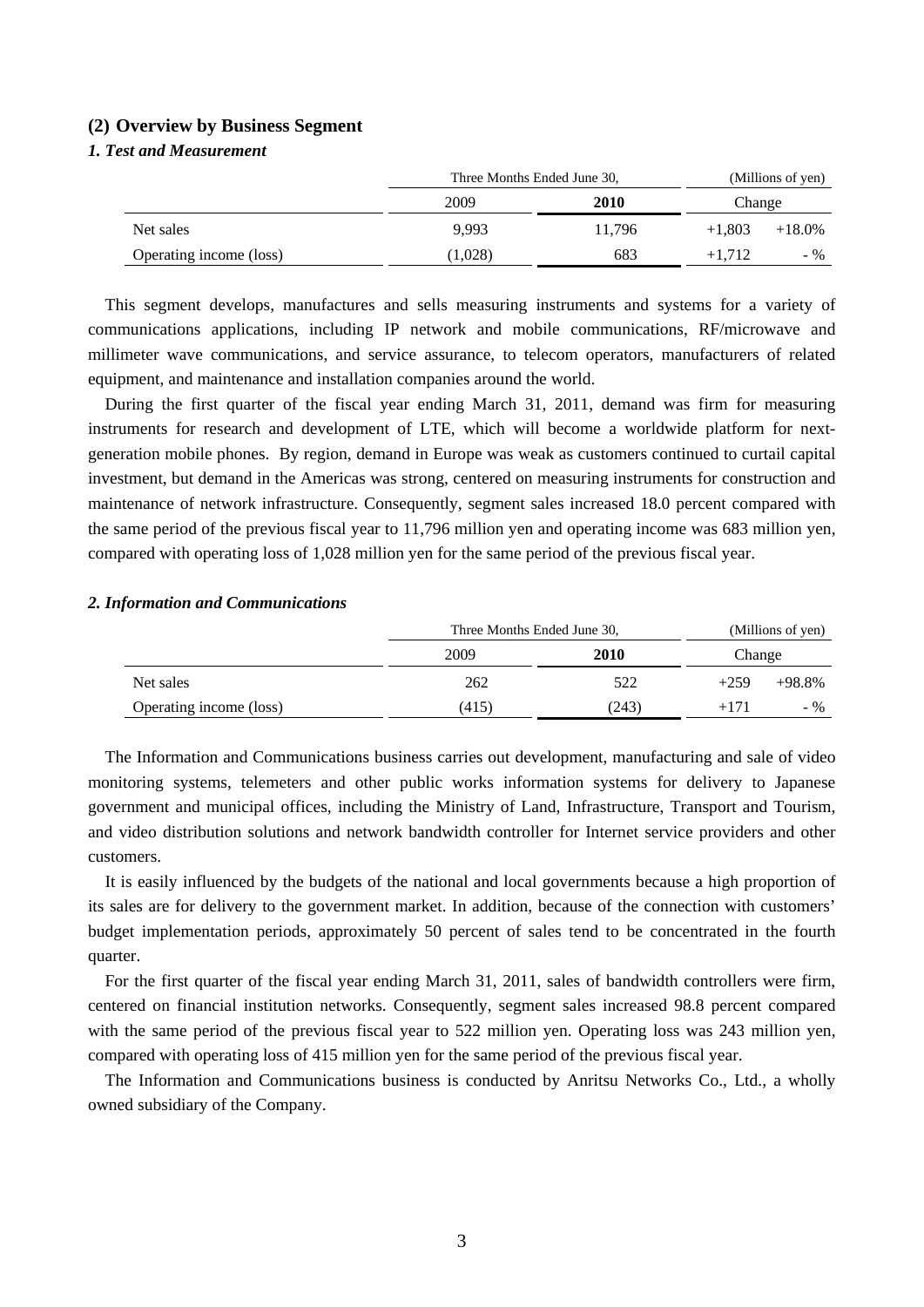## (2) Overview by Business Segment

### *1. Test and Measurement*

| | Three Months Ended June 30, | | (Millions of yen) | |
|---|---|---|---|---|
| | 2009 | **2010** | Change | |
| Net sales | 9,993 | 11,796 | +1,803 | +18.0% |
| Operating income (loss) | (1,028) | 683 | +1,712 | - % |

This segment develops, manufactures and sells measuring instruments and systems for a variety of communications applications, including IP network and mobile communications, RF/microwave and millimeter wave communications, and service assurance, to telecom operators, manufacturers of related equipment, and maintenance and installation companies around the world.

During the first quarter of the fiscal year ending March 31, 2011, demand was firm for measuring instruments for research and development of LTE, which will become a worldwide platform for next-generation mobile phones. By region, demand in Europe was weak as customers continued to curtail capital investment, but demand in the Americas was strong, centered on measuring instruments for construction and maintenance of network infrastructure. Consequently, segment sales increased 18.0 percent compared with the same period of the previous fiscal year to 11,796 million yen and operating income was 683 million yen, compared with operating loss of 1,028 million yen for the same period of the previous fiscal year.

### *2. Information and Communications*

| | Three Months Ended June 30, | | (Millions of yen) | |
|---|---|---|---|---|
| | 2009 | **2010** | Change | |
| Net sales | 262 | 522 | +259 | +98.8% |
| Operating income (loss) | (415) | (243) | +171 | - % |

The Information and Communications business carries out development, manufacturing and sale of video monitoring systems, telemeters and other public works information systems for delivery to Japanese government and municipal offices, including the Ministry of Land, Infrastructure, Transport and Tourism, and video distribution solutions and network bandwidth controller for Internet service providers and other customers.

It is easily influenced by the budgets of the national and local governments because a high proportion of its sales are for delivery to the government market. In addition, because of the connection with customers' budget implementation periods, approximately 50 percent of sales tend to be concentrated in the fourth quarter.

For the first quarter of the fiscal year ending March 31, 2011, sales of bandwidth controllers were firm, centered on financial institution networks. Consequently, segment sales increased 98.8 percent compared with the same period of the previous fiscal year to 522 million yen. Operating loss was 243 million yen, compared with operating loss of 415 million yen for the same period of the previous fiscal year.

The Information and Communications business is conducted by Anritsu Networks Co., Ltd., a wholly owned subsidiary of the Company.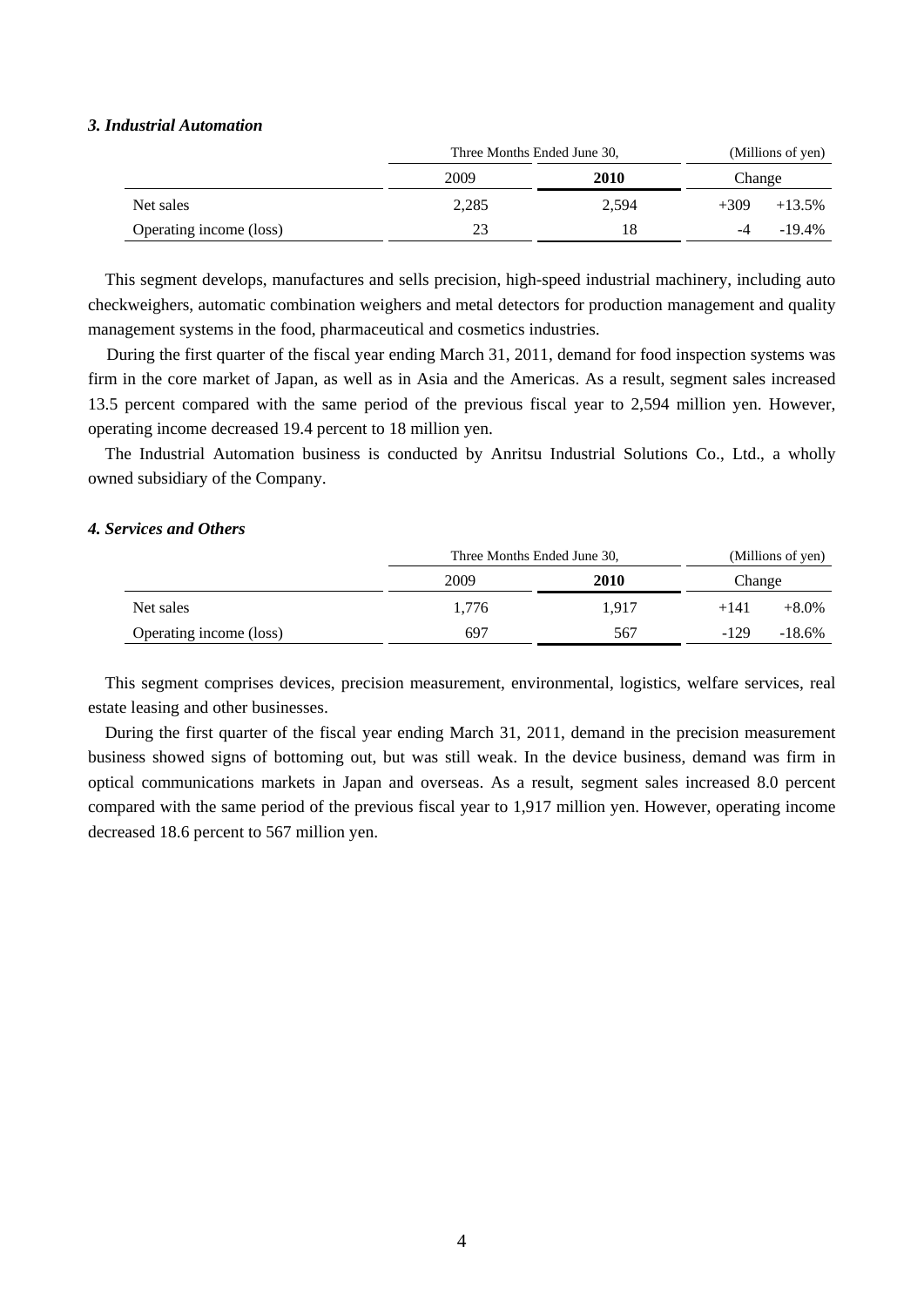### *3. Industrial Automation*

| | Three Months Ended June 30, | | (Millions of yen) | |
|---|---|---|---|---|
| | 2009 | **2010** | Change | |
| Net sales | 2,285 | 2,594 | +309 | +13.5% |
| Operating income (loss) | 23 | 18 | -4 | -19.4% |

This segment develops, manufactures and sells precision, high-speed industrial machinery, including auto checkweighers, automatic combination weighers and metal detectors for production management and quality management systems in the food, pharmaceutical and cosmetics industries.

During the first quarter of the fiscal year ending March 31, 2011, demand for food inspection systems was firm in the core market of Japan, as well as in Asia and the Americas. As a result, segment sales increased 13.5 percent compared with the same period of the previous fiscal year to 2,594 million yen. However, operating income decreased 19.4 percent to 18 million yen.

The Industrial Automation business is conducted by Anritsu Industrial Solutions Co., Ltd., a wholly owned subsidiary of the Company.

### *4. Services and Others*

| | Three Months Ended June 30, | | (Millions of yen) | |
|---|---|---|---|---|
| | 2009 | **2010** | Change | |
| Net sales | 1,776 | 1,917 | +141 | +8.0% |
| Operating income (loss) | 697 | 567 | -129 | -18.6% |

This segment comprises devices, precision measurement, environmental, logistics, welfare services, real estate leasing and other businesses.

During the first quarter of the fiscal year ending March 31, 2011, demand in the precision measurement business showed signs of bottoming out, but was still weak. In the device business, demand was firm in optical communications markets in Japan and overseas. As a result, segment sales increased 8.0 percent compared with the same period of the previous fiscal year to 1,917 million yen. However, operating income decreased 18.6 percent to 567 million yen.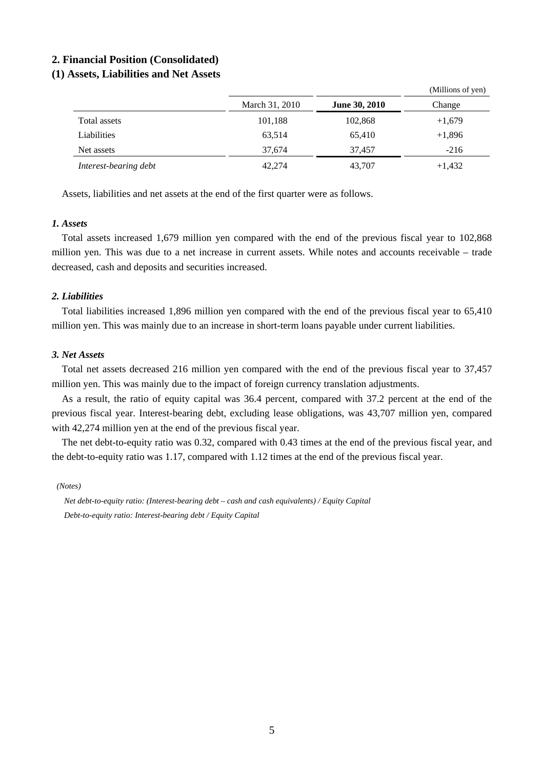## 2. Financial Position (Consolidated)

### (1) Assets, Liabilities and Net Assets

(Millions of yen)

| | March 31, 2010 | **June 30, 2010** | Change |
|---|---|---|---|
| Total assets | 101,188 | 102,868 | +1,679 |
| Liabilities | 63,514 | 65,410 | +1,896 |
| Net assets | 37,674 | 37,457 | -216 |
| *Interest-bearing debt* | 42,274 | 43,707 | +1,432 |

Assets, liabilities and net assets at the end of the first quarter were as follows.

***1. Assets***

Total assets increased 1,679 million yen compared with the end of the previous fiscal year to 102,868 million yen. This was due to a net increase in current assets. While notes and accounts receivable – trade decreased, cash and deposits and securities increased.

***2. Liabilities***

Total liabilities increased 1,896 million yen compared with the end of the previous fiscal year to 65,410 million yen. This was mainly due to an increase in short-term loans payable under current liabilities.

***3. Net Assets***

Total net assets decreased 216 million yen compared with the end of the previous fiscal year to 37,457 million yen. This was mainly due to the impact of foreign currency translation adjustments.

As a result, the ratio of equity capital was 36.4 percent, compared with 37.2 percent at the end of the previous fiscal year. Interest-bearing debt, excluding lease obligations, was 43,707 million yen, compared with 42,274 million yen at the end of the previous fiscal year.

The net debt-to-equity ratio was 0.32, compared with 0.43 times at the end of the previous fiscal year, and the debt-to-equity ratio was 1.17, compared with 1.12 times at the end of the previous fiscal year.

*(Notes)*

*Net debt-to-equity ratio: (Interest-bearing debt – cash and cash equivalents) / Equity Capital*

*Debt-to-equity ratio: Interest-bearing debt / Equity Capital*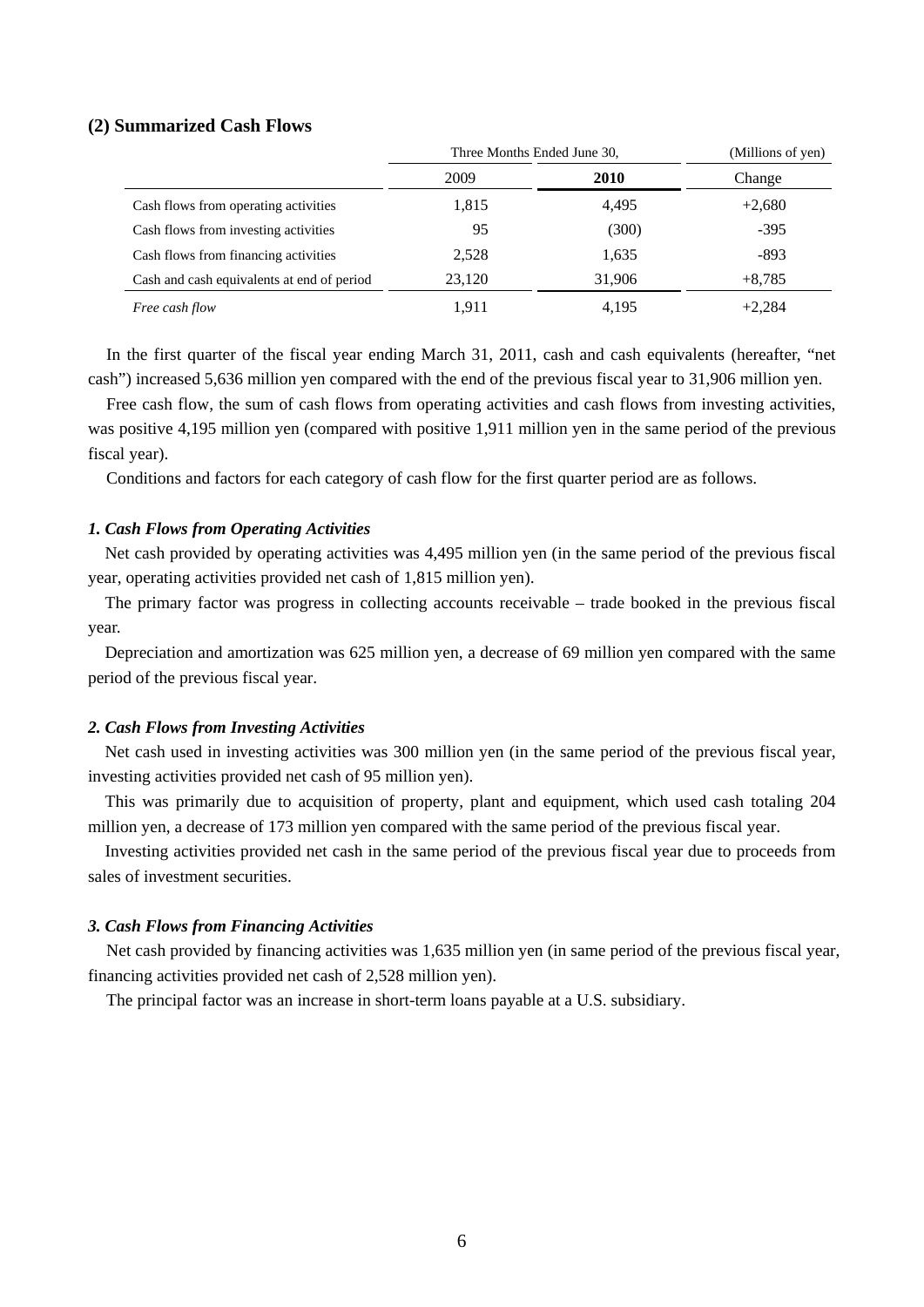### (2) Summarized Cash Flows

| | Three Months Ended June 30, | | (Millions of yen) |
|---|---|---|---|
| | 2009 | **2010** | Change |
| Cash flows from operating activities | 1,815 | 4,495 | +2,680 |
| Cash flows from investing activities | 95 | (300) | -395 |
| Cash flows from financing activities | 2,528 | 1,635 | -893 |
| Cash and cash equivalents at end of period | 23,120 | 31,906 | +8,785 |
| *Free cash flow* | 1,911 | 4,195 | +2,284 |

In the first quarter of the fiscal year ending March 31, 2011, cash and cash equivalents (hereafter, "net cash") increased 5,636 million yen compared with the end of the previous fiscal year to 31,906 million yen.

Free cash flow, the sum of cash flows from operating activities and cash flows from investing activities, was positive 4,195 million yen (compared with positive 1,911 million yen in the same period of the previous fiscal year).

Conditions and factors for each category of cash flow for the first quarter period are as follows.

***1. Cash Flows from Operating Activities***

Net cash provided by operating activities was 4,495 million yen (in the same period of the previous fiscal year, operating activities provided net cash of 1,815 million yen).

The primary factor was progress in collecting accounts receivable – trade booked in the previous fiscal year.

Depreciation and amortization was 625 million yen, a decrease of 69 million yen compared with the same period of the previous fiscal year.

***2. Cash Flows from Investing Activities***

Net cash used in investing activities was 300 million yen (in the same period of the previous fiscal year, investing activities provided net cash of 95 million yen).

This was primarily due to acquisition of property, plant and equipment, which used cash totaling 204 million yen, a decrease of 173 million yen compared with the same period of the previous fiscal year.

Investing activities provided net cash in the same period of the previous fiscal year due to proceeds from sales of investment securities.

***3. Cash Flows from Financing Activities***

Net cash provided by financing activities was 1,635 million yen (in same period of the previous fiscal year, financing activities provided net cash of 2,528 million yen).

The principal factor was an increase in short-term loans payable at a U.S. subsidiary.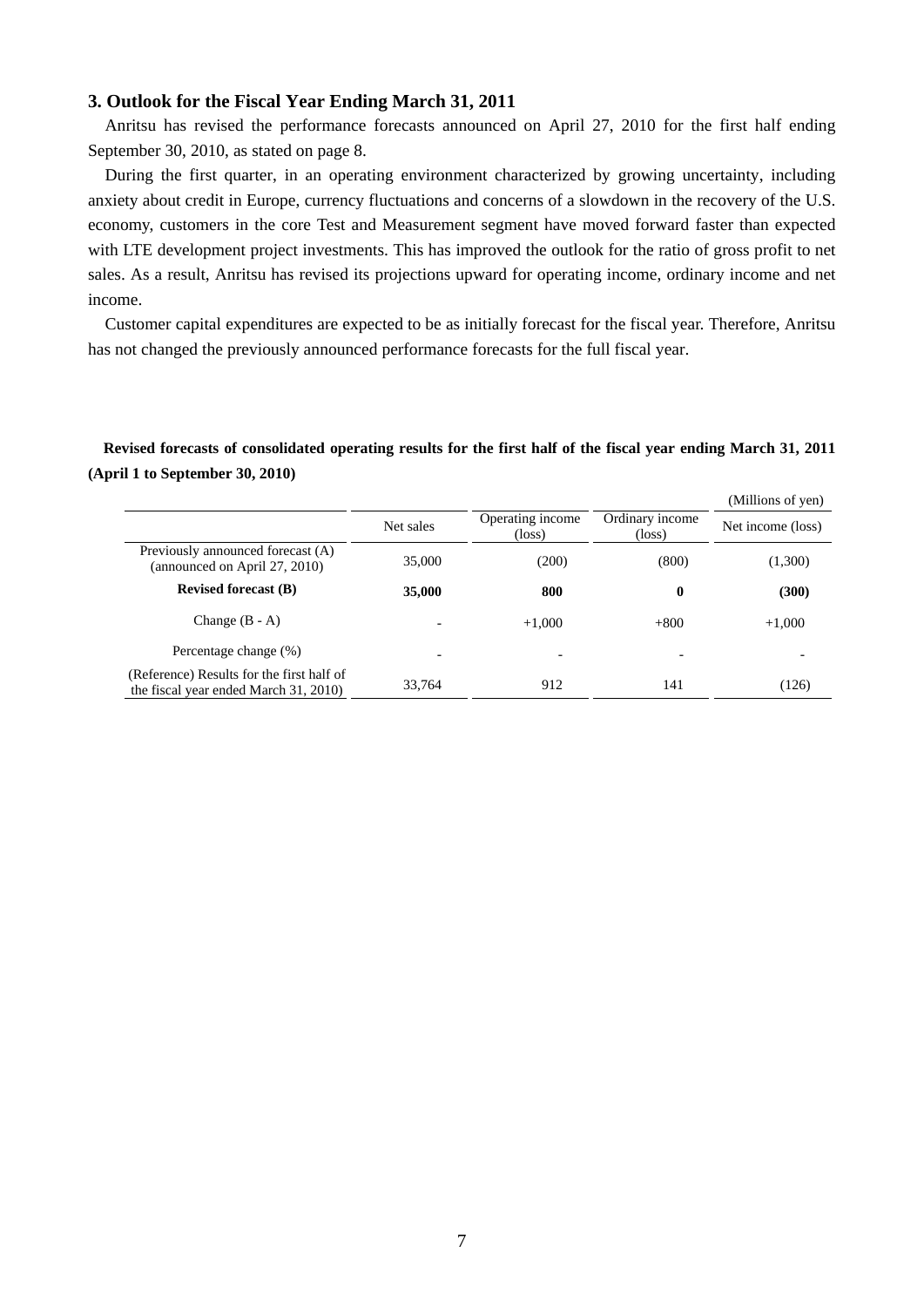## 3. Outlook for the Fiscal Year Ending March 31, 2011

Anritsu has revised the performance forecasts announced on April 27, 2010 for the first half ending September 30, 2010, as stated on page 8.

During the first quarter, in an operating environment characterized by growing uncertainty, including anxiety about credit in Europe, currency fluctuations and concerns of a slowdown in the recovery of the U.S. economy, customers in the core Test and Measurement segment have moved forward faster than expected with LTE development project investments. This has improved the outlook for the ratio of gross profit to net sales. As a result, Anritsu has revised its projections upward for operating income, ordinary income and net income.

Customer capital expenditures are expected to be as initially forecast for the fiscal year. Therefore, Anritsu has not changed the previously announced performance forecasts for the full fiscal year.

**Revised forecasts of consolidated operating results for the first half of the fiscal year ending March 31, 2011 (April 1 to September 30, 2010)**

(Millions of yen)

| | Net sales | Operating income (loss) | Ordinary income (loss) | Net income (loss) |
|---|---|---|---|---|
| Previously announced forecast (A) (announced on April 27, 2010) | 35,000 | (200) | (800) | (1,300) |
| **Revised forecast (B)** | **35,000** | **800** | **0** | **(300)** |
| Change (B - A) | - | +1,000 | +800 | +1,000 |
| Percentage change (%) | - | - | - | - |
| (Reference) Results for the first half of the fiscal year ended March 31, 2010) | 33,764 | 912 | 141 | (126) |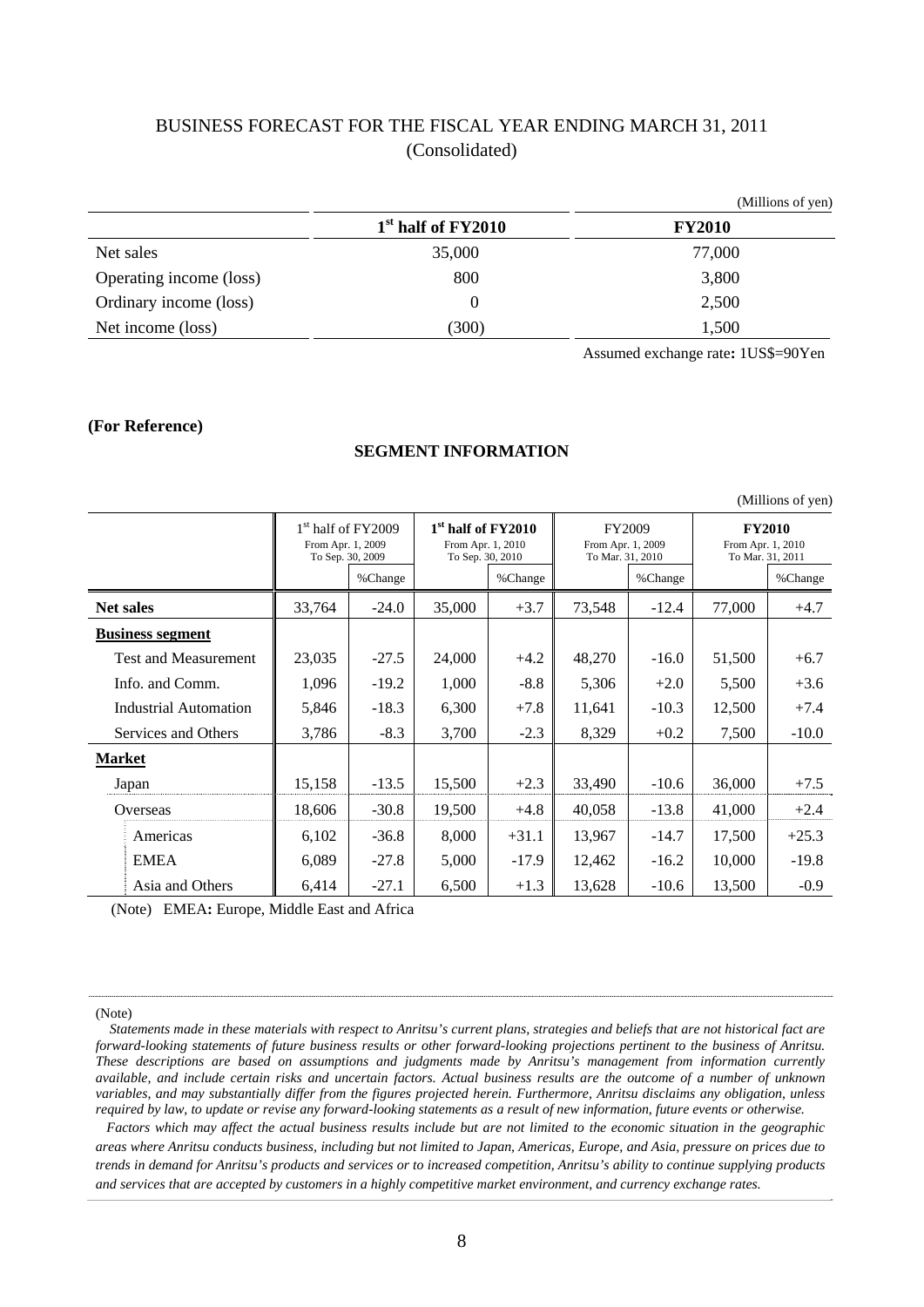# BUSINESS FORECAST FOR THE FISCAL YEAR ENDING MARCH 31, 2011
## (Consolidated)

(Millions of yen)

| | 1st half of FY2010 | FY2010 |
|---|---|---|
| Net sales | 35,000 | 77,000 |
| Operating income (loss) | 800 | 3,800 |
| Ordinary income (loss) | 0 | 2,500 |
| Net income (loss) | (300) | 1,500 |

Assumed exchange rate**:** 1US$=90Yen

**(For Reference)**

### SEGMENT INFORMATION

(Millions of yen)

| | 1st half of FY2009 From Apr. 1, 2009 To Sep. 30, 2009 | | **1st half of FY2010** From Apr. 1, 2010 To Sep. 30, 2010 | | FY2009 From Apr. 1, 2009 To Mar. 31, 2010 | | **FY2010** From Apr. 1, 2010 To Mar. 31, 2011 | |
|---|---|---|---|---|---|---|---|---|
| | | %Change | | %Change | | %Change | | %Change |
| **Net sales** | 33,764 | -24.0 | 35,000 | +3.7 | 73,548 | -12.4 | 77,000 | +4.7 |
| **Business segment** | | | | | | | | |
| Test and Measurement | 23,035 | -27.5 | 24,000 | +4.2 | 48,270 | -16.0 | 51,500 | +6.7 |
| Info. and Comm. | 1,096 | -19.2 | 1,000 | -8.8 | 5,306 | +2.0 | 5,500 | +3.6 |
| Industrial Automation | 5,846 | -18.3 | 6,300 | +7.8 | 11,641 | -10.3 | 12,500 | +7.4 |
| Services and Others | 3,786 | -8.3 | 3,700 | -2.3 | 8,329 | +0.2 | 7,500 | -10.0 |
| **Market** | | | | | | | | |
| Japan | 15,158 | -13.5 | 15,500 | +2.3 | 33,490 | -10.6 | 36,000 | +7.5 |
| Overseas | 18,606 | -30.8 | 19,500 | +4.8 | 40,058 | -13.8 | 41,000 | +2.4 |
| Americas | 6,102 | -36.8 | 8,000 | +31.1 | 13,967 | -14.7 | 17,500 | +25.3 |
| EMEA | 6,089 | -27.8 | 5,000 | -17.9 | 12,462 | -16.2 | 10,000 | -19.8 |
| Asia and Others | 6,414 | -27.1 | 6,500 | +1.3 | 13,628 | -10.6 | 13,500 | -0.9 |

(Note) EMEA**:** Europe, Middle East and Africa

(Note)

*Statements made in these materials with respect to Anritsu's current plans, strategies and beliefs that are not historical fact are forward-looking statements of future business results or other forward-looking projections pertinent to the business of Anritsu. These descriptions are based on assumptions and judgments made by Anritsu's management from information currently available, and include certain risks and uncertain factors. Actual business results are the outcome of a number of unknown variables, and may substantially differ from the figures projected herein. Furthermore, Anritsu disclaims any obligation, unless required by law, to update or revise any forward-looking statements as a result of new information, future events or otherwise.*

*Factors which may affect the actual business results include but are not limited to the economic situation in the geographic areas where Anritsu conducts business, including but not limited to Japan, Americas, Europe, and Asia, pressure on prices due to trends in demand for Anritsu's products and services or to increased competition, Anritsu's ability to continue supplying products and services that are accepted by customers in a highly competitive market environment, and currency exchange rates.*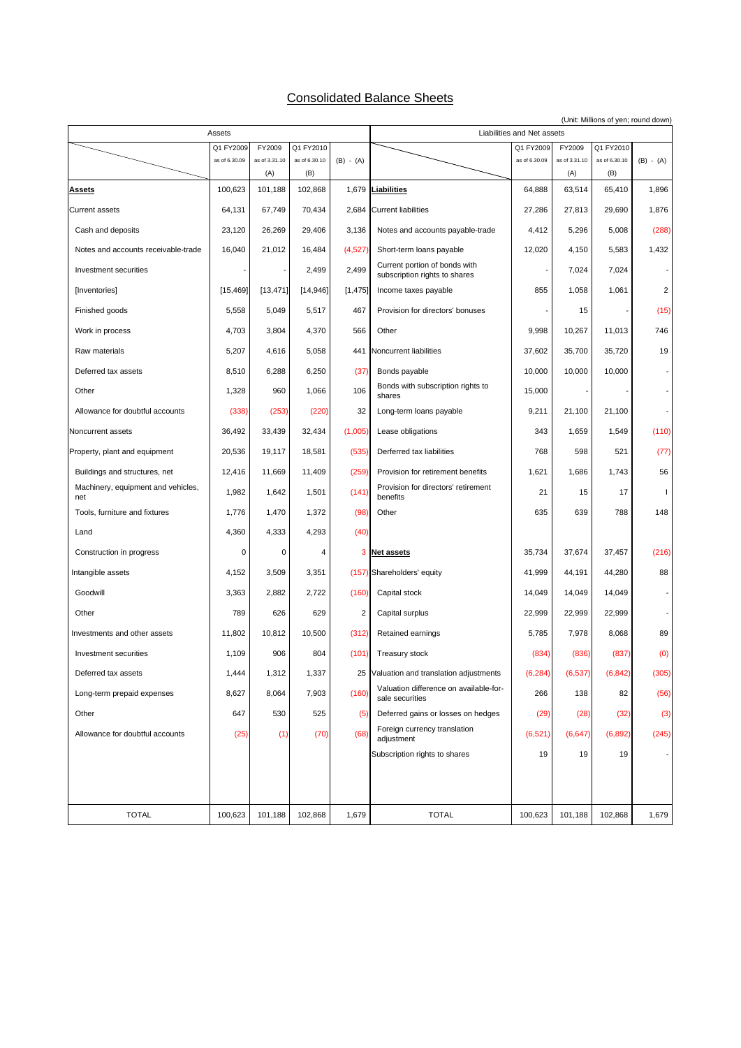# Consolidated Balance Sheets

(Unit: Millions of yen; round down)

| Assets | Q1 FY2009 as of 6.30.09 | FY2009 as of 3.31.10 (A) | Q1 FY2010 as of 6.30.10 (B) | (B) - (A) | Liabilities and Net assets | Q1 FY2009 as of 6.30.09 | FY2009 as of 3.31.10 (A) | Q1 FY2010 as of 6.30.10 (B) | (B) - (A) |
|---|---|---|---|---|---|---|---|---|---|
| **Assets** | 100,623 | 101,188 | 102,868 | 1,679 | **Liabilities** | 64,888 | 63,514 | 65,410 | 1,896 |
| Current assets | 64,131 | 67,749 | 70,434 | 2,684 | Current liabilities | 27,286 | 27,813 | 29,690 | 1,876 |
| Cash and deposits | 23,120 | 26,269 | 29,406 | 3,136 | Notes and accounts payable-trade | 4,412 | 5,296 | 5,008 | (288) |
| Notes and accounts receivable-trade | 16,040 | 21,012 | 16,484 | (4,527) | Short-term loans payable | 12,020 | 4,150 | 5,583 | 1,432 |
| Investment securities | - | - | 2,499 | 2,499 | Current portion of bonds with subscription rights to shares | - | 7,024 | 7,024 | - |
| [Inventories] | [15,469] | [13,471] | [14,946] | [1,475] | Income taxes payable | 855 | 1,058 | 1,061 | 2 |
| Finished goods | 5,558 | 5,049 | 5,517 | 467 | Provision for directors' bonuses | - | 15 | - | (15) |
| Work in process | 4,703 | 3,804 | 4,370 | 566 | Other | 9,998 | 10,267 | 11,013 | 746 |
| Raw materials | 5,207 | 4,616 | 5,058 | 441 | Noncurrent liabilities | 37,602 | 35,700 | 35,720 | 19 |
| Deferred tax assets | 8,510 | 6,288 | 6,250 | (37) | Bonds payable | 10,000 | 10,000 | 10,000 | - |
| Other | 1,328 | 960 | 1,066 | 106 | Bonds with subscription rights to shares | 15,000 | - | - | - |
| Allowance for doubtful accounts | (338) | (253) | (220) | 32 | Long-term loans payable | 9,211 | 21,100 | 21,100 | - |
| Noncurrent assets | 36,492 | 33,439 | 32,434 | (1,005) | Lease obligations | 343 | 1,659 | 1,549 | (110) |
| Property, plant and equipment | 20,536 | 19,117 | 18,581 | (535) | Derferred tax liabilities | 768 | 598 | 521 | (77) |
| Buildings and structures, net | 12,416 | 11,669 | 11,409 | (259) | Provision for retirement benefits | 1,621 | 1,686 | 1,743 | 56 |
| Machinery, equipment and vehicles, net | 1,982 | 1,642 | 1,501 | (141) | Provision for directors' retirement benefits | 21 | 15 | 17 | 1 |
| Tools, furniture and fixtures | 1,776 | 1,470 | 1,372 | (98) | Other | 635 | 639 | 788 | 148 |
| Land | 4,360 | 4,333 | 4,293 | (40) | | | | | |
| Construction in progress | 0 | 0 | 4 | 3 | **Net assets** | 35,734 | 37,674 | 37,457 | (216) |
| Intangible assets | 4,152 | 3,509 | 3,351 | (157) | Shareholders' equity | 41,999 | 44,191 | 44,280 | 88 |
| Goodwill | 3,363 | 2,882 | 2,722 | (160) | Capital stock | 14,049 | 14,049 | 14,049 | - |
| Other | 789 | 626 | 629 | 2 | Capital surplus | 22,999 | 22,999 | 22,999 | - |
| Investments and other assets | 11,802 | 10,812 | 10,500 | (312) | Retained earnings | 5,785 | 7,978 | 8,068 | 89 |
| Investment securities | 1,109 | 906 | 804 | (101) | Treasury stock | (834) | (836) | (837) | (0) |
| Deferred tax assets | 1,444 | 1,312 | 1,337 | 25 | Valuation and translation adjustments | (6,284) | (6,537) | (6,842) | (305) |
| Long-term prepaid expenses | 8,627 | 8,064 | 7,903 | (160) | Valuation difference on available-for-sale securities | 266 | 138 | 82 | (56) |
| Other | 647 | 530 | 525 | (5) | Deferred gains or losses on hedges | (29) | (28) | (32) | (3) |
| Allowance for doubtful accounts | (25) | (1) | (70) | (68) | Foreign currency translation adjustment | (6,521) | (6,647) | (6,892) | (245) |
| | | | | | Subscription rights to shares | 19 | 19 | 19 | - |
| TOTAL | 100,623 | 101,188 | 102,868 | 1,679 | TOTAL | 100,623 | 101,188 | 102,868 | 1,679 |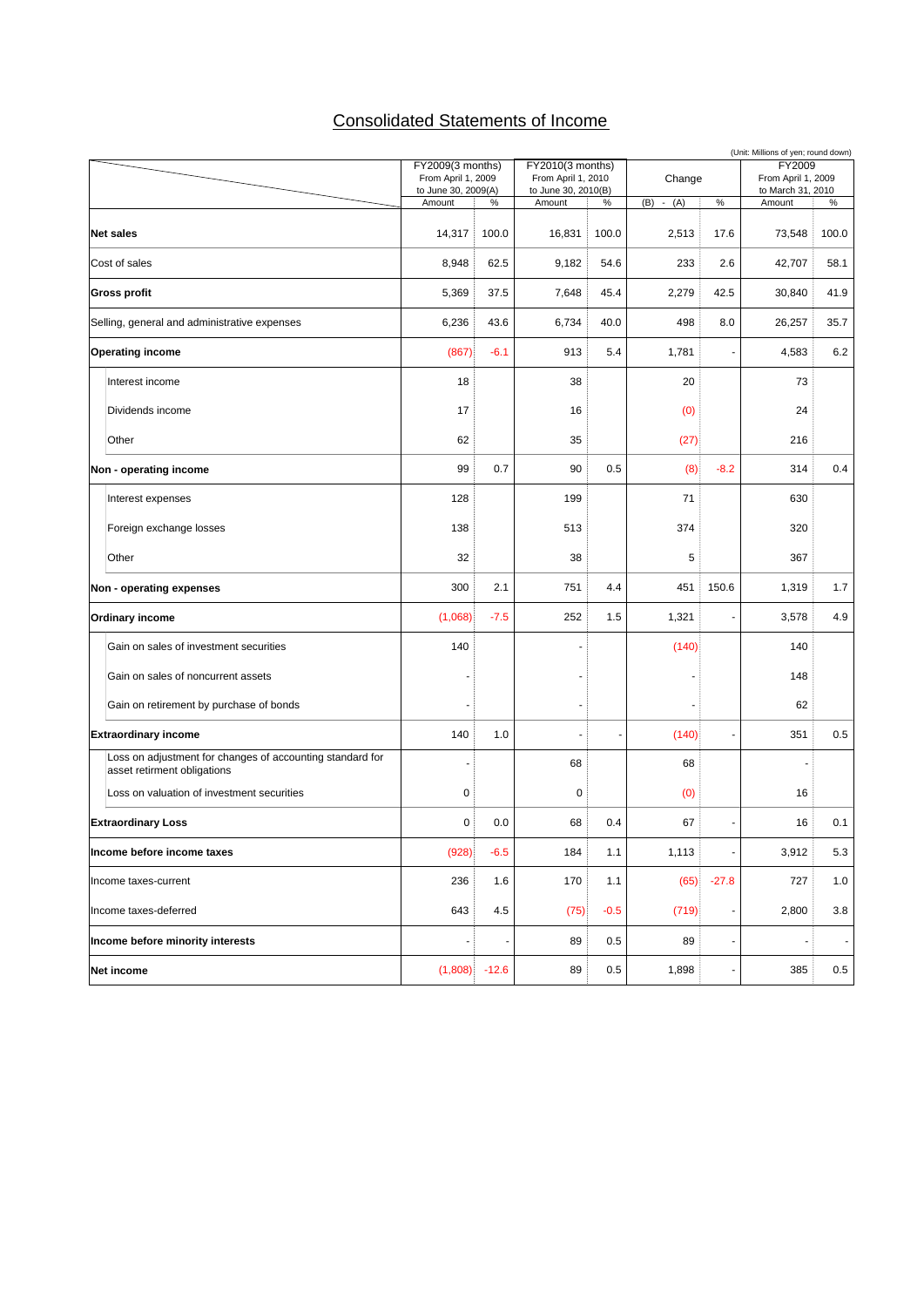# Consolidated Statements of Income

(Unit: Millions of yen; round down)

| | FY2009(3 months) From April 1, 2009 to June 30, 2009(A) | | FY2010(3 months) From April 1, 2010 to June 30, 2010(B) | | Change | | FY2009 From April 1, 2009 to March 31, 2010 | |
|---|---|---|---|---|---|---|---|---|
| | Amount | % | Amount | % | (B) - (A) | % | Amount | % |
| **Net sales** | 14,317 | 100.0 | 16,831 | 100.0 | 2,513 | 17.6 | 73,548 | 100.0 |
| Cost of sales | 8,948 | 62.5 | 9,182 | 54.6 | 233 | 2.6 | 42,707 | 58.1 |
| **Gross profit** | 5,369 | 37.5 | 7,648 | 45.4 | 2,279 | 42.5 | 30,840 | 41.9 |
| Selling, general and administrative expenses | 6,236 | 43.6 | 6,734 | 40.0 | 498 | 8.0 | 26,257 | 35.7 |
| **Operating income** | (867) | -6.1 | 913 | 5.4 | 1,781 | - | 4,583 | 6.2 |
| Interest income | 18 | | 38 | | 20 | | 73 | |
| Dividends income | 17 | | 16 | | (0) | | 24 | |
| Other | 62 | | 35 | | (27) | | 216 | |
| **Non - operating income** | 99 | 0.7 | 90 | 0.5 | (8) | -8.2 | 314 | 0.4 |
| Interest expenses | 128 | | 199 | | 71 | | 630 | |
| Foreign exchange losses | 138 | | 513 | | 374 | | 320 | |
| Other | 32 | | 38 | | 5 | | 367 | |
| **Non - operating expenses** | 300 | 2.1 | 751 | 4.4 | 451 | 150.6 | 1,319 | 1.7 |
| **Ordinary income** | (1,068) | -7.5 | 252 | 1.5 | 1,321 | - | 3,578 | 4.9 |
| Gain on sales of investment securities | 140 | | - | | (140) | | 140 | |
| Gain on sales of noncurrent assets | - | | - | | - | | 148 | |
| Gain on retirement by purchase of bonds | - | | - | | - | | 62 | |
| **Extraordinary income** | 140 | 1.0 | - | - | (140) | - | 351 | 0.5 |
| Loss on adjustment for changes of accounting standard for asset retirement obligations | - | | 68 | | 68 | | - | |
| Loss on valuation of investment securities | 0 | | 0 | | (0) | | 16 | |
| **Extraordinary Loss** | 0 | 0.0 | 68 | 0.4 | 67 | - | 16 | 0.1 |
| **Income before income taxes** | (928) | -6.5 | 184 | 1.1 | 1,113 | - | 3,912 | 5.3 |
| Income taxes-current | 236 | 1.6 | 170 | 1.1 | (65) | -27.8 | 727 | 1.0 |
| Income taxes-deferred | 643 | 4.5 | (75) | -0.5 | (719) | - | 2,800 | 3.8 |
| **Income before minority interests** | - | - | 89 | 0.5 | 89 | - | - | - |
| **Net income** | (1,808) | -12.6 | 89 | 0.5 | 1,898 | - | 385 | 0.5 |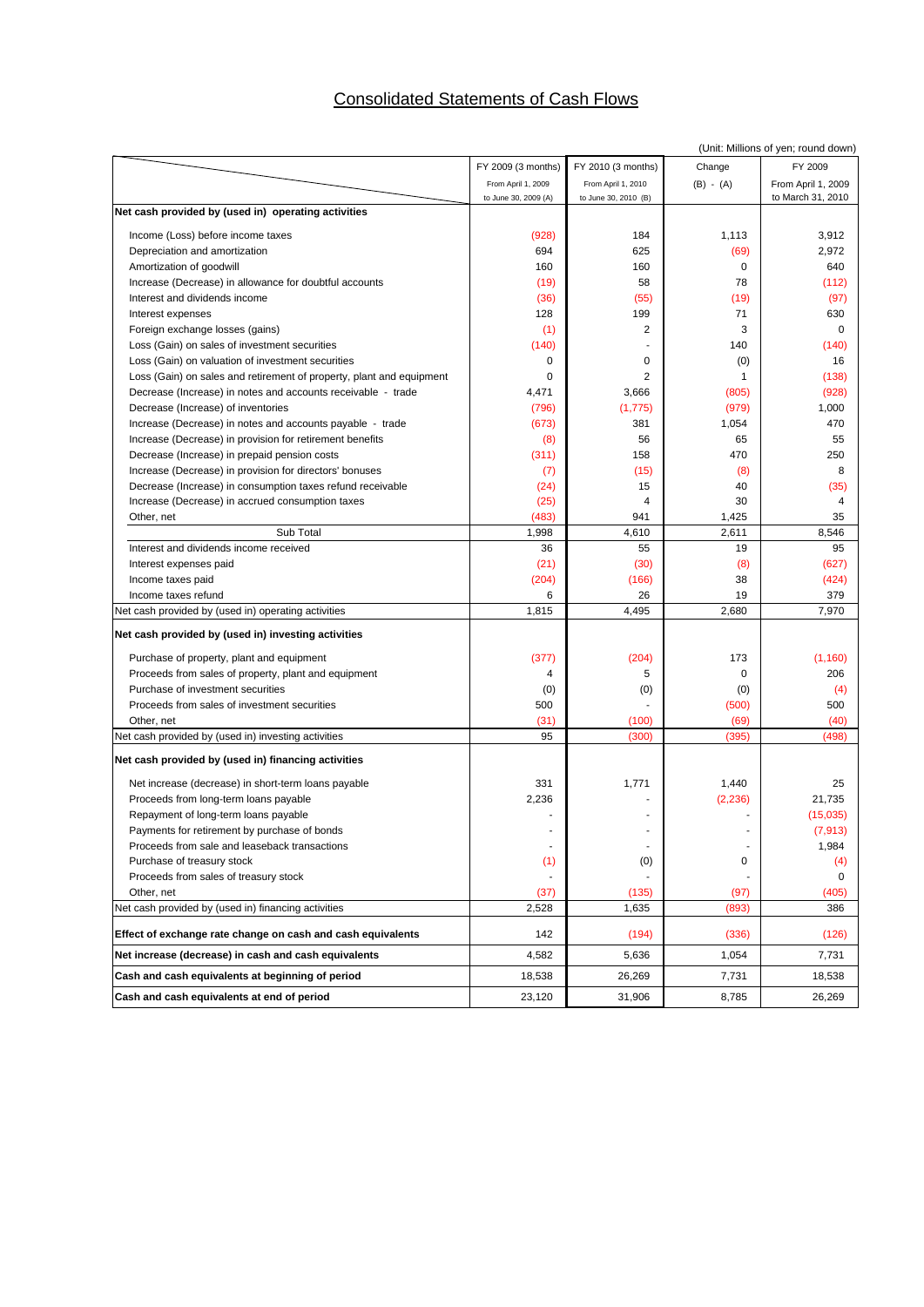# Consolidated Statements of Cash Flows

(Unit: Millions of yen; round down)

| | FY 2009 (3 months) From April 1, 2009 to June 30, 2009 (A) | FY 2010 (3 months) From April 1, 2010 to June 30, 2010 (B) | Change (B) - (A) | FY 2009 From April 1, 2009 to March 31, 2010 |
|---|---|---|---|---|
| **Net cash provided by (used in) operating activities** | | | | |
| Income (Loss) before income taxes | (928) | 184 | 1,113 | 3,912 |
| Depreciation and amortization | 694 | 625 | (69) | 2,972 |
| Amortization of goodwill | 160 | 160 | 0 | 640 |
| Increase (Decrease) in allowance for doubtful accounts | (19) | 58 | 78 | (112) |
| Interest and dividends income | (36) | (55) | (19) | (97) |
| Interest expenses | 128 | 199 | 71 | 630 |
| Foreign exchange losses (gains) | (1) | 2 | 3 | 0 |
| Loss (Gain) on sales of investment securities | (140) | - | 140 | (140) |
| Loss (Gain) on valuation of investment securities | 0 | 0 | (0) | 16 |
| Loss (Gain) on sales and retirement of property, plant and equipment | 0 | 2 | 1 | (138) |
| Decrease (Increase) in notes and accounts receivable - trade | 4,471 | 3,666 | (805) | (928) |
| Decrease (Increase) of inventories | (796) | (1,775) | (979) | 1,000 |
| Increase (Decrease) in notes and accounts payable - trade | (673) | 381 | 1,054 | 470 |
| Increase (Decrease) in provision for retirement benefits | (8) | 56 | 65 | 55 |
| Decrease (Increase) in prepaid pension costs | (311) | 158 | 470 | 250 |
| Increase (Decrease) in provision for directors' bonuses | (7) | (15) | (8) | 8 |
| Decrease (Increase) in consumption taxes refund receivable | (24) | 15 | 40 | (35) |
| Increase (Decrease) in accrued consumption taxes | (25) | 4 | 30 | 4 |
| Other, net | (483) | 941 | 1,425 | 35 |
| Sub Total | 1,998 | 4,610 | 2,611 | 8,546 |
| Interest and dividends income received | 36 | 55 | 19 | 95 |
| Interest expenses paid | (21) | (30) | (8) | (627) |
| Income taxes paid | (204) | (166) | 38 | (424) |
| Income taxes refund | 6 | 26 | 19 | 379 |
| Net cash provided by (used in) operating activities | 1,815 | 4,495 | 2,680 | 7,970 |
| **Net cash provided by (used in) investing activities** | | | | |
| Purchase of property, plant and equipment | (377) | (204) | 173 | (1,160) |
| Proceeds from sales of property, plant and equipment | 4 | 5 | 0 | 206 |
| Purchase of investment securities | (0) | (0) | (0) | (4) |
| Proceeds from sales of investment securities | 500 | - | (500) | 500 |
| Other, net | (31) | (100) | (69) | (40) |
| Net cash provided by (used in) investing activities | 95 | (300) | (395) | (498) |
| **Net cash provided by (used in) financing activities** | | | | |
| Net increase (decrease) in short-term loans payable | 331 | 1,771 | 1,440 | 25 |
| Proceeds from long-term loans payable | 2,236 | - | (2,236) | 21,735 |
| Repayment of long-term loans payable | - | - | - | (15,035) |
| Payments for retirement by purchase of bonds | - | - | - | (7,913) |
| Proceeds from sale and leaseback transactions | - | - | - | 1,984 |
| Purchase of treasury stock | (1) | (0) | 0 | (4) |
| Proceeds from sales of treasury stock | - | - | - | 0 |
| Other, net | (37) | (135) | (97) | (405) |
| Net cash provided by (used in) financing activities | 2,528 | 1,635 | (893) | 386 |
| **Effect of exchange rate change on cash and cash equivalents** | 142 | (194) | (336) | (126) |
| **Net increase (decrease) in cash and cash equivalents** | 4,582 | 5,636 | 1,054 | 7,731 |
| **Cash and cash equivalents at beginning of period** | 18,538 | 26,269 | 7,731 | 18,538 |
| **Cash and cash equivalents at end of period** | 23,120 | 31,906 | 8,785 | 26,269 |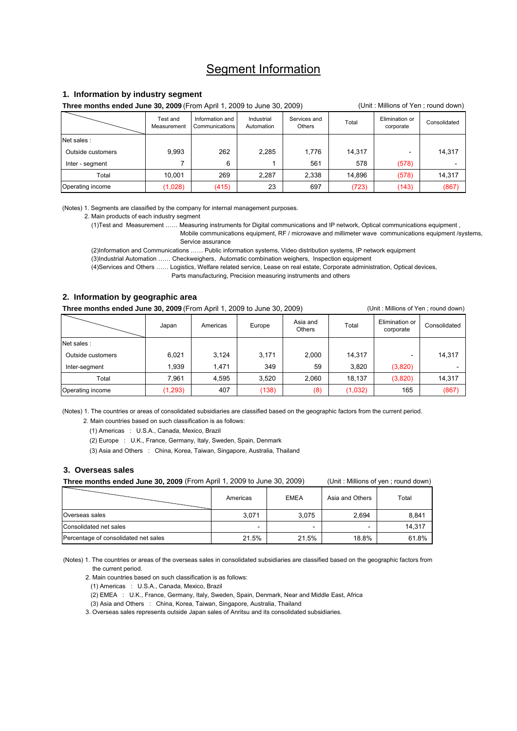# Segment Information

## 1. Information by industry segment

**Three months ended June 30, 2009** (From April 1, 2009 to June 30, 2009) (Unit : Millions of Yen ; round down)

| | Test and Measurement | Information and Communications | Industrial Automation | Services and Others | Total | Elimination or corporate | Consolidated |
|---|---|---|---|---|---|---|---|
| Net sales : | | | | | | | |
| Outside customers | 9,993 | 262 | 2,285 | 1,776 | 14,317 | - | 14,317 |
| Inter - segment | 7 | 6 | 1 | 561 | 578 | (578) | - |
| Total | 10,001 | 269 | 2,287 | 2,338 | 14,896 | (578) | 14,317 |
| Operating income | (1,028) | (415) | 23 | 697 | (723) | (143) | (867) |

(Notes) 1. Segments are classified by the company for internal management purposes.

2. Main products of each industry segment

(1)Test and Measurement …… Measuring instruments for Digital communications and IP network, Optical communications equipment , Mobile communications equipment, RF / microwave and millimeter wave communications equipment /systems, Service assurance

(2)Information and Communications …… Public information systems, Video distribution systems, IP network equipment

(3)Industrial Automation …… Checkweighers, Automatic combination weighers, Inspection equipment

(4)Services and Others …… Logistics, Welfare related service, Lease on real estate, Corporate administration, Optical devices, Parts manufacturing, Precision measuring instruments and others

## 2. Information by geographic area

**Three months ended June 30, 2009** (From April 1, 2009 to June 30, 2009) (Unit : Millions of Yen ; round down)

| | Japan | Americas | Europe | Asia and Others | Total | Elimination or corporate | Consolidated |
|---|---|---|---|---|---|---|---|
| Net sales : | | | | | | | |
| Outside customers | 6,021 | 3,124 | 3,171 | 2,000 | 14,317 | - | 14,317 |
| Inter-segment | 1,939 | 1,471 | 349 | 59 | 3,820 | (3,820) | - |
| Total | 7,961 | 4,595 | 3,520 | 2,060 | 18,137 | (3,820) | 14,317 |
| Operating income | (1,293) | 407 | (138) | (8) | (1,032) | 165 | (867) |

(Notes) 1. The countries or areas of consolidated subsidiaries are classified based on the geographic factors from the current period.

2. Main countries based on such classification is as follows:

(1) Americas : U.S.A., Canada, Mexico, Brazil

(2) Europe : U.K., France, Germany, Italy, Sweden, Spain, Denmark

(3) Asia and Others : China, Korea, Taiwan, Singapore, Australia, Thailand

## 3. Overseas sales

**Three months ended June 30, 2009** (From April 1, 2009 to June 30, 2009) (Unit : Millions of yen ; round down)

| | Americas | EMEA | Asia and Others | Total |
|---|---|---|---|---|
| Overseas sales | 3,071 | 3,075 | 2,694 | 8,841 |
| Consolidated net sales | - | - | - | 14,317 |
| Percentage of consolidated net sales | 21.5% | 21.5% | 18.8% | 61.8% |

(Notes) 1. The countries or areas of the overseas sales in consolidated subsidiaries are classified based on the geographic factors from the current period.

2. Main countries based on such classification is as follows:

(1) Americas : U.S.A., Canada, Mexico, Brazil

(2) EMEA : U.K., France, Germany, Italy, Sweden, Spain, Denmark, Near and Middle East, Africa

(3) Asia and Others : China, Korea, Taiwan, Singapore, Australia, Thailand

3. Overseas sales represents outside Japan sales of Anritsu and its consolidated subsidiaries.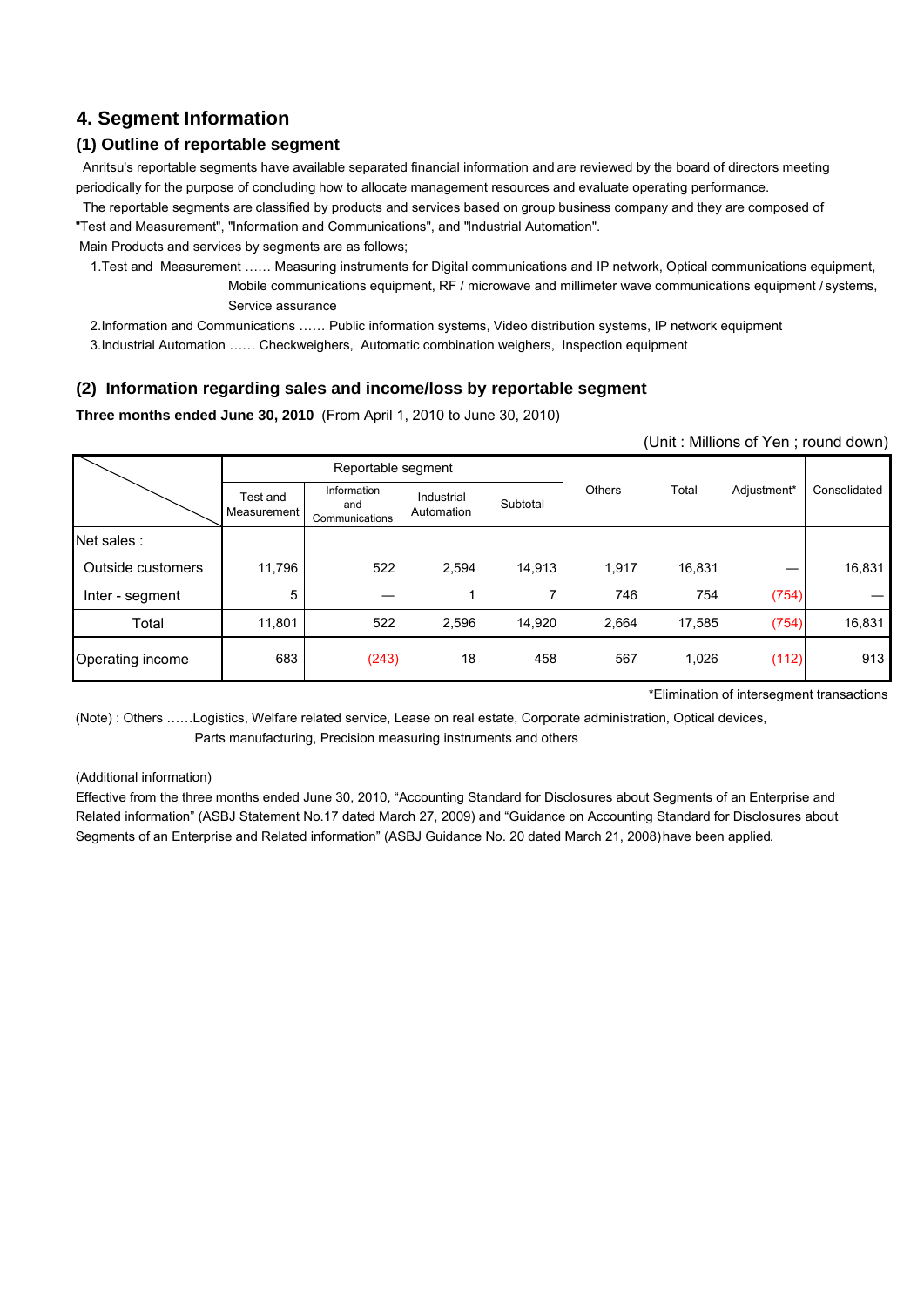## 4. Segment Information

### (1) Outline of reportable segment

Anritsu's reportable segments have available separated financial information and are reviewed by the board of directors meeting periodically for the purpose of concluding how to allocate management resources and evaluate operating performance.

The reportable segments are classified by products and services based on group business company and they are composed of "Test and Measurement", "Information and Communications", and "Industrial Automation".

Main Products and services by segments are as follows;

1. Test and Measurement …… Measuring instruments for Digital communications and IP network, Optical communications equipment, Mobile communications equipment, RF / microwave and millimeter wave communications equipment / systems, Service assurance
2. Information and Communications …… Public information systems, Video distribution systems, IP network equipment
3. Industrial Automation …… Checkweighers, Automatic combination weighers, Inspection equipment

### (2) Information regarding sales and income/loss by reportable segment

**Three months ended June 30, 2010** (From April 1, 2010 to June 30, 2010)

(Unit : Millions of Yen ; round down)

| | Reportable segment | | | | Others | Total | Adjustment* | Consolidated |
|---|---|---|---|---|---|---|---|---|
| | Test and Measurement | Information and Communications | Industrial Automation | Subtotal | | | | |
| Net sales : | | | | | | | | |
| Outside customers | 11,796 | 522 | 2,594 | 14,913 | 1,917 | 16,831 | — | 16,831 |
| Inter - segment | 5 | — | 1 | 7 | 746 | 754 | (754) | — |
| Total | 11,801 | 522 | 2,596 | 14,920 | 2,664 | 17,585 | (754) | 16,831 |
| Operating income | 683 | (243) | 18 | 458 | 567 | 1,026 | (112) | 913 |

*Elimination of intersegment transactions

(Note) : Others ……Logistics, Welfare related service, Lease on real estate, Corporate administration, Optical devices, Parts manufacturing, Precision measuring instruments and others

(Additional information)

Effective from the three months ended June 30, 2010, "Accounting Standard for Disclosures about Segments of an Enterprise and Related information" (ASBJ Statement No.17 dated March 27, 2009) and "Guidance on Accounting Standard for Disclosures about Segments of an Enterprise and Related information" (ASBJ Guidance No. 20 dated March 21, 2008) have been applied.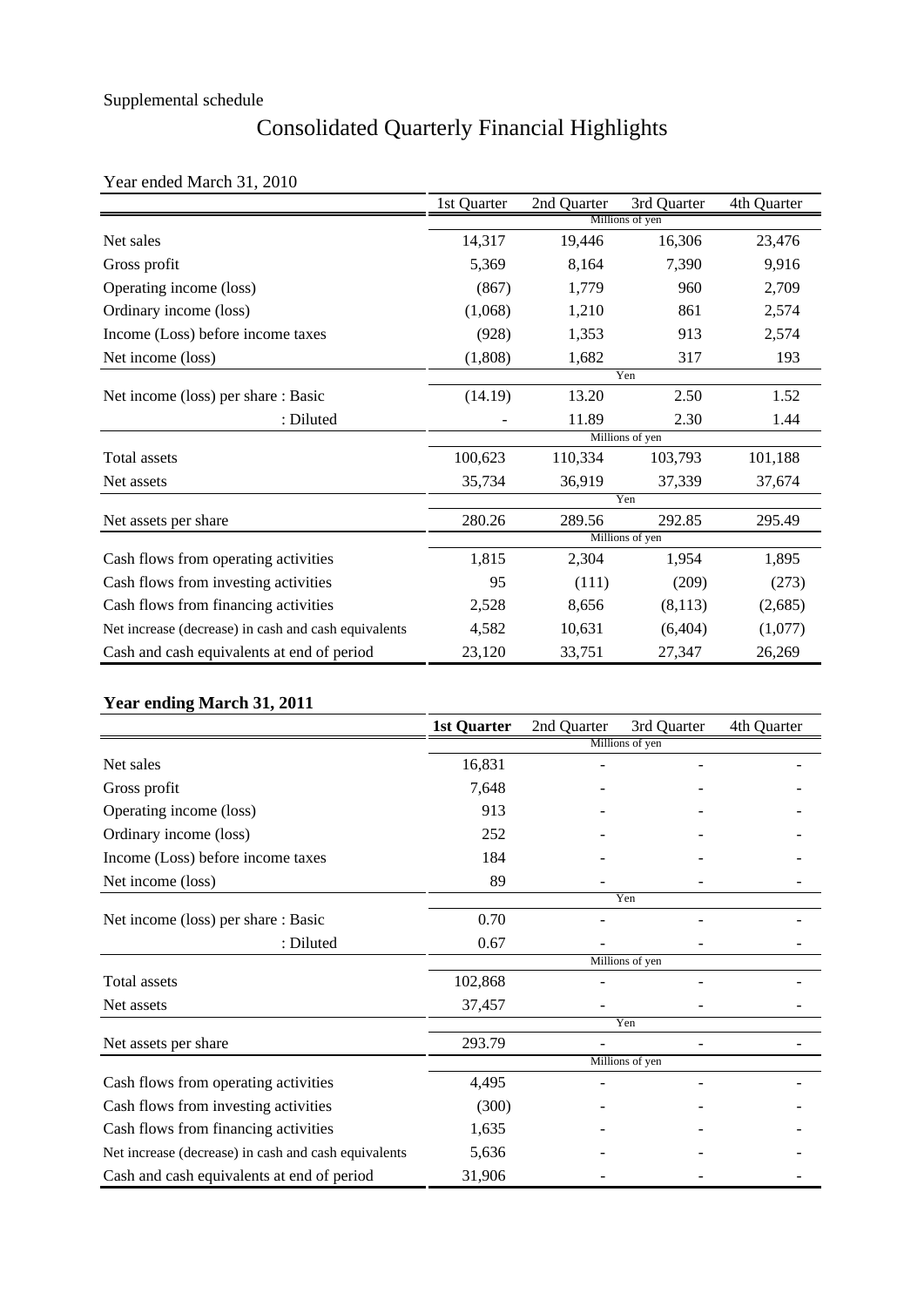Supplemental schedule

# Consolidated Quarterly Financial Highlights

Year ended March 31, 2010

| | 1st Quarter | 2nd Quarter | 3rd Quarter | 4th Quarter |
|---|---|---|---|---|
| | Millions of yen | | | |
| Net sales | 14,317 | 19,446 | 16,306 | 23,476 |
| Gross profit | 5,369 | 8,164 | 7,390 | 9,916 |
| Operating income (loss) | (867) | 1,779 | 960 | 2,709 |
| Ordinary income (loss) | (1,068) | 1,210 | 861 | 2,574 |
| Income (Loss) before income taxes | (928) | 1,353 | 913 | 2,574 |
| Net income (loss) | (1,808) | 1,682 | 317 | 193 |
| | Yen | | | |
| Net income (loss) per share : Basic | (14.19) | 13.20 | 2.50 | 1.52 |
| : Diluted | - | 11.89 | 2.30 | 1.44 |
| | Millions of yen | | | |
| Total assets | 100,623 | 110,334 | 103,793 | 101,188 |
| Net assets | 35,734 | 36,919 | 37,339 | 37,674 |
| | Yen | | | |
| Net assets per share | 280.26 | 289.56 | 292.85 | 295.49 |
| | Millions of yen | | | |
| Cash flows from operating activities | 1,815 | 2,304 | 1,954 | 1,895 |
| Cash flows from investing activities | 95 | (111) | (209) | (273) |
| Cash flows from financing activities | 2,528 | 8,656 | (8,113) | (2,685) |
| Net increase (decrease) in cash and cash equivalents | 4,582 | 10,631 | (6,404) | (1,077) |
| Cash and cash equivalents at end of period | 23,120 | 33,751 | 27,347 | 26,269 |

**Year ending March 31, 2011**

| | **1st Quarter** | 2nd Quarter | 3rd Quarter | 4th Quarter |
|---|---|---|---|---|
| | Millions of yen | | | |
| Net sales | 16,831 | - | - | - |
| Gross profit | 7,648 | - | - | - |
| Operating income (loss) | 913 | - | - | - |
| Ordinary income (loss) | 252 | - | - | - |
| Income (Loss) before income taxes | 184 | - | - | - |
| Net income (loss) | 89 | - | - | - |
| | Yen | | | |
| Net income (loss) per share : Basic | 0.70 | - | - | - |
| : Diluted | 0.67 | - | - | - |
| | Millions of yen | | | |
| Total assets | 102,868 | - | - | - |
| Net assets | 37,457 | - | - | - |
| | Yen | | | |
| Net assets per share | 293.79 | - | - | - |
| | Millions of yen | | | |
| Cash flows from operating activities | 4,495 | - | - | - |
| Cash flows from investing activities | (300) | - | - | - |
| Cash flows from financing activities | 1,635 | - | - | - |
| Net increase (decrease) in cash and cash equivalents | 5,636 | - | - | - |
| Cash and cash equivalents at end of period | 31,906 | - | - | - |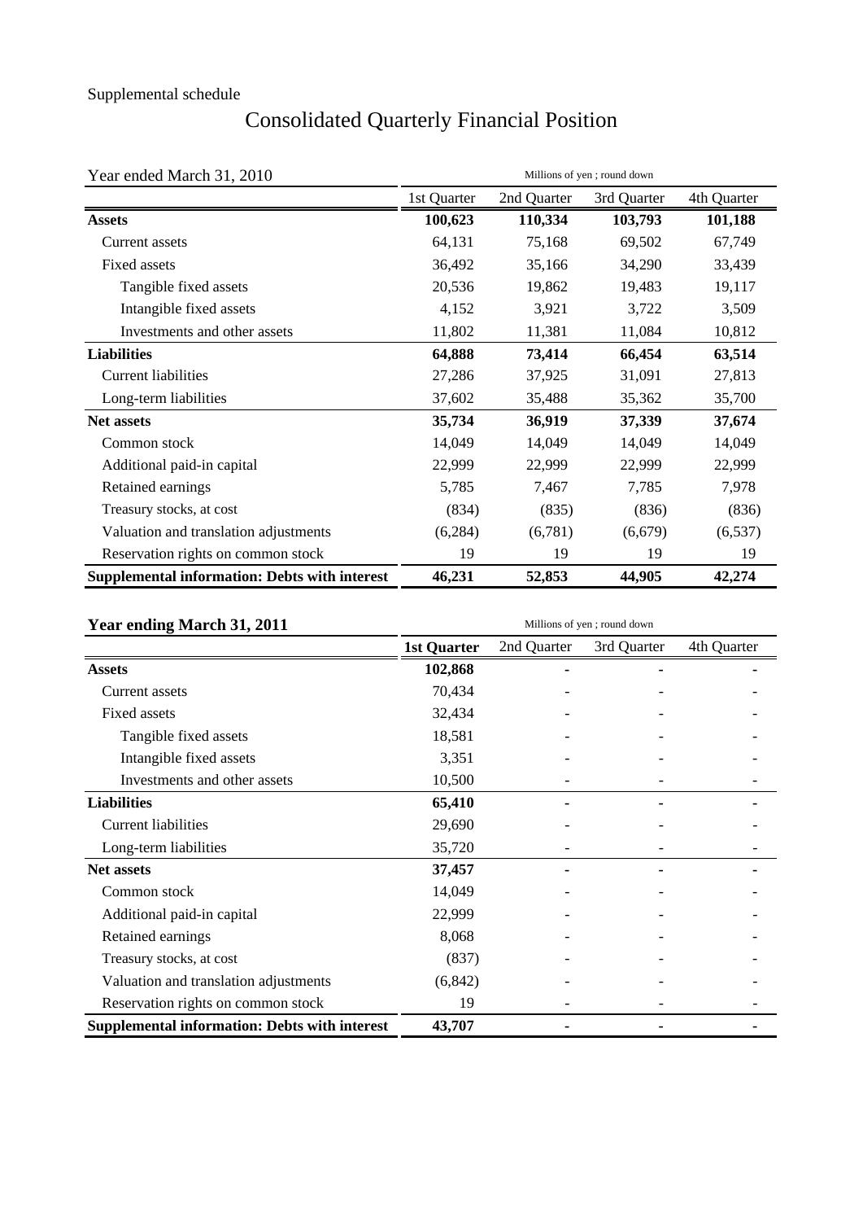Supplemental schedule

# Consolidated Quarterly Financial Position

Year ended March 31, 2010

Millions of yen ; round down

| | 1st Quarter | 2nd Quarter | 3rd Quarter | 4th Quarter |
|---|---|---|---|---|
| **Assets** | **100,623** | **110,334** | **103,793** | **101,188** |
| Current assets | 64,131 | 75,168 | 69,502 | 67,749 |
| Fixed assets | 36,492 | 35,166 | 34,290 | 33,439 |
| Tangible fixed assets | 20,536 | 19,862 | 19,483 | 19,117 |
| Intangible fixed assets | 4,152 | 3,921 | 3,722 | 3,509 |
| Investments and other assets | 11,802 | 11,381 | 11,084 | 10,812 |
| **Liabilities** | **64,888** | **73,414** | **66,454** | **63,514** |
| Current liabilities | 27,286 | 37,925 | 31,091 | 27,813 |
| Long-term liabilities | 37,602 | 35,488 | 35,362 | 35,700 |
| **Net assets** | **35,734** | **36,919** | **37,339** | **37,674** |
| Common stock | 14,049 | 14,049 | 14,049 | 14,049 |
| Additional paid-in capital | 22,999 | 22,999 | 22,999 | 22,999 |
| Retained earnings | 5,785 | 7,467 | 7,785 | 7,978 |
| Treasury stocks, at cost | (834) | (835) | (836) | (836) |
| Valuation and translation adjustments | (6,284) | (6,781) | (6,679) | (6,537) |
| Reservation rights on common stock | 19 | 19 | 19 | 19 |
| **Supplemental information: Debts with interest** | **46,231** | **52,853** | **44,905** | **42,274** |

**Year ending March 31, 2011**

Millions of yen ; round down

| | **1st Quarter** | 2nd Quarter | 3rd Quarter | 4th Quarter |
|---|---|---|---|---|
| **Assets** | **102,868** | **-** | **-** | **-** |
| Current assets | 70,434 | - | - | - |
| Fixed assets | 32,434 | - | - | - |
| Tangible fixed assets | 18,581 | - | - | - |
| Intangible fixed assets | 3,351 | - | - | - |
| Investments and other assets | 10,500 | - | - | - |
| **Liabilities** | **65,410** | **-** | **-** | **-** |
| Current liabilities | 29,690 | - | - | - |
| Long-term liabilities | 35,720 | - | - | - |
| **Net assets** | **37,457** | **-** | **-** | **-** |
| Common stock | 14,049 | - | - | - |
| Additional paid-in capital | 22,999 | - | - | - |
| Retained earnings | 8,068 | - | - | - |
| Treasury stocks, at cost | (837) | - | - | - |
| Valuation and translation adjustments | (6,842) | - | - | - |
| Reservation rights on common stock | 19 | - | - | - |
| **Supplemental information: Debts with interest** | **43,707** | **-** | **-** | **-** |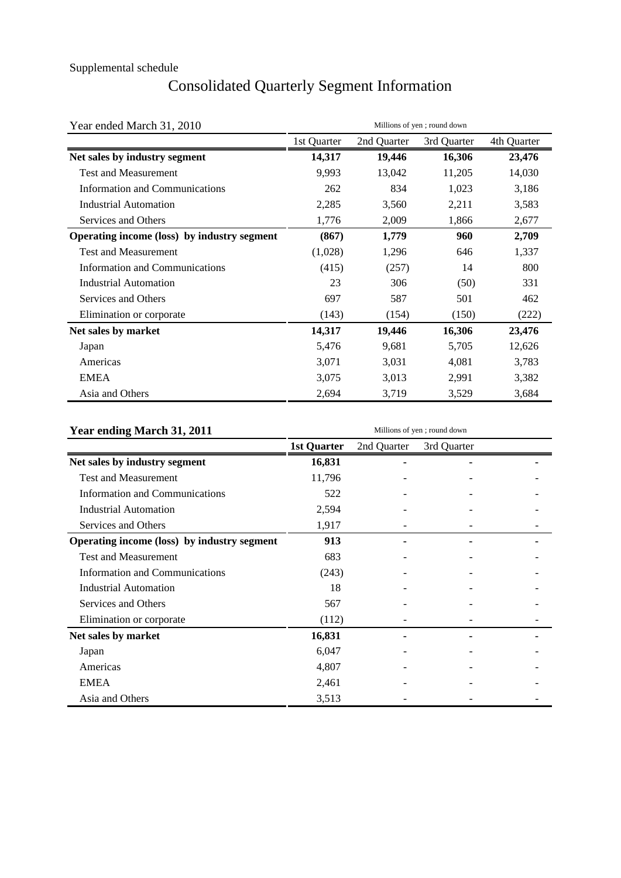Supplemental schedule

# Consolidated Quarterly Segment Information

Year ended March 31, 2010

Millions of yen ; round down

| | 1st Quarter | 2nd Quarter | 3rd Quarter | 4th Quarter |
|---|---|---|---|---|
| **Net sales by industry segment** | **14,317** | **19,446** | **16,306** | **23,476** |
| Test and Measurement | 9,993 | 13,042 | 11,205 | 14,030 |
| Information and Communications | 262 | 834 | 1,023 | 3,186 |
| Industrial Automation | 2,285 | 3,560 | 2,211 | 3,583 |
| Services and Others | 1,776 | 2,009 | 1,866 | 2,677 |
| **Operating income (loss) by industry segment** | **(867)** | **1,779** | **960** | **2,709** |
| Test and Measurement | (1,028) | 1,296 | 646 | 1,337 |
| Information and Communications | (415) | (257) | 14 | 800 |
| Industrial Automation | 23 | 306 | (50) | 331 |
| Services and Others | 697 | 587 | 501 | 462 |
| Elimination or corporate | (143) | (154) | (150) | (222) |
| **Net sales by market** | **14,317** | **19,446** | **16,306** | **23,476** |
| Japan | 5,476 | 9,681 | 5,705 | 12,626 |
| Americas | 3,071 | 3,031 | 4,081 | 3,783 |
| EMEA | 3,075 | 3,013 | 2,991 | 3,382 |
| Asia and Others | 2,694 | 3,719 | 3,529 | 3,684 |

**Year ending March 31, 2011**

Millions of yen ; round down

| | **1st Quarter** | 2nd Quarter | 3rd Quarter | |
|---|---|---|---|---|
| **Net sales by industry segment** | **16,831** | **-** | **-** | **-** |
| Test and Measurement | 11,796 | - | - | - |
| Information and Communications | 522 | - | - | - |
| Industrial Automation | 2,594 | - | - | - |
| Services and Others | 1,917 | - | - | - |
| **Operating income (loss) by industry segment** | **913** | **-** | **-** | **-** |
| Test and Measurement | 683 | - | - | - |
| Information and Communications | (243) | - | - | - |
| Industrial Automation | 18 | - | - | - |
| Services and Others | 567 | - | - | - |
| Elimination or corporate | (112) | - | - | - |
| **Net sales by market** | **16,831** | **-** | **-** | **-** |
| Japan | 6,047 | - | - | - |
| Americas | 4,807 | - | - | - |
| EMEA | 2,461 | - | - | - |
| Asia and Others | 3,513 | - | - | - |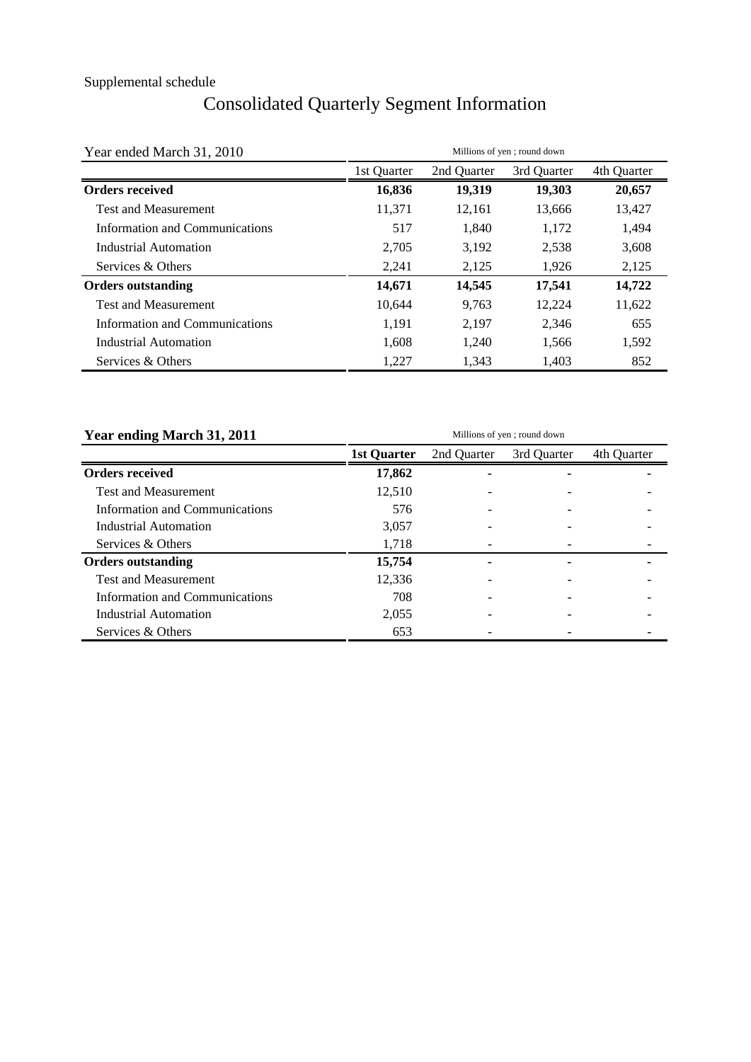Supplemental schedule

# Consolidated Quarterly Segment Information

Year ended March 31, 2010

Millions of yen ; round down

| | 1st Quarter | 2nd Quarter | 3rd Quarter | 4th Quarter |
|---|---|---|---|---|
| **Orders received** | **16,836** | **19,319** | **19,303** | **20,657** |
| Test and Measurement | 11,371 | 12,161 | 13,666 | 13,427 |
| Information and Communications | 517 | 1,840 | 1,172 | 1,494 |
| Industrial Automation | 2,705 | 3,192 | 2,538 | 3,608 |
| Services & Others | 2,241 | 2,125 | 1,926 | 2,125 |
| **Orders outstanding** | **14,671** | **14,545** | **17,541** | **14,722** |
| Test and Measurement | 10,644 | 9,763 | 12,224 | 11,622 |
| Information and Communications | 1,191 | 2,197 | 2,346 | 655 |
| Industrial Automation | 1,608 | 1,240 | 1,566 | 1,592 |
| Services & Others | 1,227 | 1,343 | 1,403 | 852 |

**Year ending March 31, 2011**

Millions of yen ; round down

| | **1st Quarter** | 2nd Quarter | 3rd Quarter | 4th Quarter |
|---|---|---|---|---|
| **Orders received** | **17,862** | **-** | **-** | **-** |
| Test and Measurement | 12,510 | - | - | - |
| Information and Communications | 576 | - | - | - |
| Industrial Automation | 3,057 | - | - | - |
| Services & Others | 1,718 | - | - | - |
| **Orders outstanding** | **15,754** | **-** | **-** | **-** |
| Test and Measurement | 12,336 | - | - | - |
| Information and Communications | 708 | - | - | - |
| Industrial Automation | 2,055 | - | - | - |
| Services & Others | 653 | - | - | - |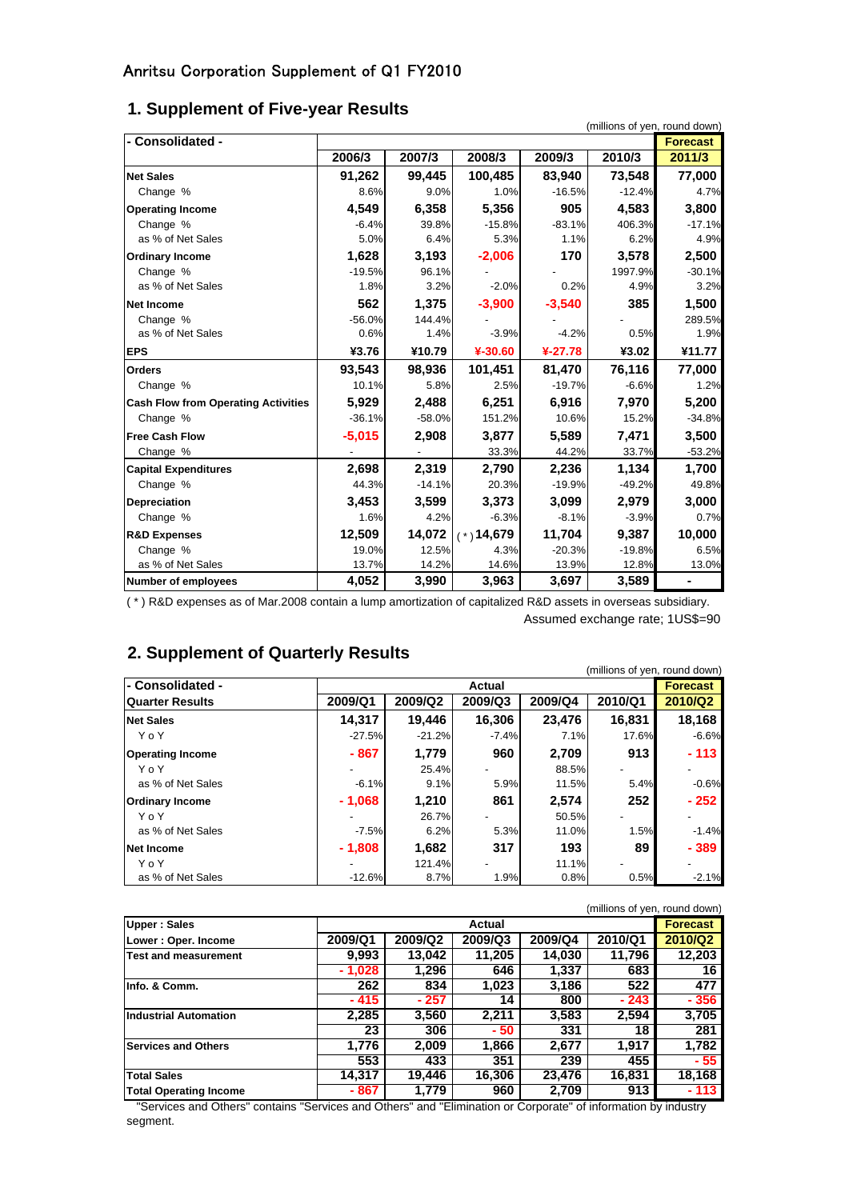Anritsu Corporation Supplement of Q1 FY2010

## 1. Supplement of Five-year Results

(millions of yen, round down)

| - Consolidated - | 2006/3 | 2007/3 | 2008/3 | 2009/3 | 2010/3 | Forecast 2011/3 |
|---|---|---|---|---|---|---|
| **Net Sales** | 91,262 | 99,445 | 100,485 | 83,940 | 73,548 | 77,000 |
| Change % | 8.6% | 9.0% | 1.0% | -16.5% | -12.4% | 4.7% |
| **Operating Income** | 4,549 | 6,358 | 5,356 | 905 | 4,583 | 3,800 |
| Change % | -6.4% | 39.8% | -15.8% | -83.1% | 406.3% | -17.1% |
| as % of Net Sales | 5.0% | 6.4% | 5.3% | 1.1% | 6.2% | 4.9% |
| **Ordinary Income** | 1,628 | 3,193 | -2,006 | 170 | 3,578 | 2,500 |
| Change % | -19.5% | 96.1% | - | - | 1997.9% | -30.1% |
| as % of Net Sales | 1.8% | 3.2% | -2.0% | 0.2% | 4.9% | 3.2% |
| **Net Income** | 562 | 1,375 | -3,900 | -3,540 | 385 | 1,500 |
| Change % | -56.0% | 144.4% | - | - | - | 289.5% |
| as % of Net Sales | 0.6% | 1.4% | -3.9% | -4.2% | 0.5% | 1.9% |
| **EPS** | ¥3.76 | ¥10.79 | ¥-30.60 | ¥-27.78 | ¥3.02 | ¥11.77 |
| **Orders** | 93,543 | 98,936 | 101,451 | 81,470 | 76,116 | 77,000 |
| Change % | 10.1% | 5.8% | 2.5% | -19.7% | -6.6% | 1.2% |
| **Cash Flow from Operating Activities** | 5,929 | 2,488 | 6,251 | 6,916 | 7,970 | 5,200 |
| Change % | -36.1% | -58.0% | 151.2% | 10.6% | 15.2% | -34.8% |
| **Free Cash Flow** | -5,015 | 2,908 | 3,877 | 5,589 | 7,471 | 3,500 |
| Change % | - | - | 33.3% | 44.2% | 33.7% | -53.2% |
| **Capital Expenditures** | 2,698 | 2,319 | 2,790 | 2,236 | 1,134 | 1,700 |
| Change % | 44.3% | -14.1% | 20.3% | -19.9% | -49.2% | 49.8% |
| **Depreciation** | 3,453 | 3,599 | 3,373 | 3,099 | 2,979 | 3,000 |
| Change % | 1.6% | 4.2% | -6.3% | -8.1% | -3.9% | 0.7% |
| **R&D Expenses** | 12,509 | 14,072 | (*) 14,679 | 11,704 | 9,387 | 10,000 |
| Change % | 19.0% | 12.5% | 4.3% | -20.3% | -19.8% | 6.5% |
| as % of Net Sales | 13.7% | 14.2% | 14.6% | 13.9% | 12.8% | 13.0% |
| **Number of employees** | 4,052 | 3,990 | 3,963 | 3,697 | 3,589 | - |

( * ) R&D expenses as of Mar.2008 contain a lump amortization of capitalized R&D assets in overseas subsidiary.

Assumed exchange rate; 1US$=90

## 2. Supplement of Quarterly Results

(millions of yen, round down)

| - Consolidated - Quarter Results | Actual 2009/Q1 | 2009/Q2 | 2009/Q3 | 2009/Q4 | 2010/Q1 | Forecast 2010/Q2 |
|---|---|---|---|---|---|---|
| **Net Sales** | 14,317 | 19,446 | 16,306 | 23,476 | 16,831 | 18,168 |
| YoY | -27.5% | -21.2% | -7.4% | 7.1% | 17.6% | -6.6% |
| **Operating Income** | - 867 | 1,779 | 960 | 2,709 | 913 | - 113 |
| YoY | - | 25.4% | - | 88.5% | - | - |
| as % of Net Sales | -6.1% | 9.1% | 5.9% | 11.5% | 5.4% | -0.6% |
| **Ordinary Income** | - 1,068 | 1,210 | 861 | 2,574 | 252 | - 252 |
| YoY | - | 26.7% | - | 50.5% | - | - |
| as % of Net Sales | -7.5% | 6.2% | 5.3% | 11.0% | 1.5% | -1.4% |
| **Net Income** | - 1,808 | 1,682 | 317 | 193 | 89 | - 389 |
| YoY | - | 121.4% | - | 11.1% | - | - |
| as % of Net Sales | -12.6% | 8.7% | 1.9% | 0.8% | 0.5% | -2.1% |

(millions of yen, round down)

| Upper : Sales / Lower : Oper. Income | Actual 2009/Q1 | 2009/Q2 | 2009/Q3 | 2009/Q4 | 2010/Q1 | Forecast 2010/Q2 |
|---|---|---|---|---|---|---|
| **Test and measurement** | 9,993 | 13,042 | 11,205 | 14,030 | 11,796 | 12,203 |
| | - 1,028 | 1,296 | 646 | 1,337 | 683 | 16 |
| **Info. & Comm.** | 262 | 834 | 1,023 | 3,186 | 522 | 477 |
| | - 415 | - 257 | 14 | 800 | - 243 | - 356 |
| **Industrial Automation** | 2,285 | 3,560 | 2,211 | 3,583 | 2,594 | 3,705 |
| | 23 | 306 | - 50 | 331 | 18 | 281 |
| **Services and Others** | 1,776 | 2,009 | 1,866 | 2,677 | 1,917 | 1,782 |
| | 553 | 433 | 351 | 239 | 455 | - 55 |
| **Total Sales** | 14,317 | 19,446 | 16,306 | 23,476 | 16,831 | 18,168 |
| **Total Operating Income** | - 867 | 1,779 | 960 | 2,709 | 913 | - 113 |

"Services and Others" contains "Services and Others" and "Elimination or Corporate" of information by industry segment.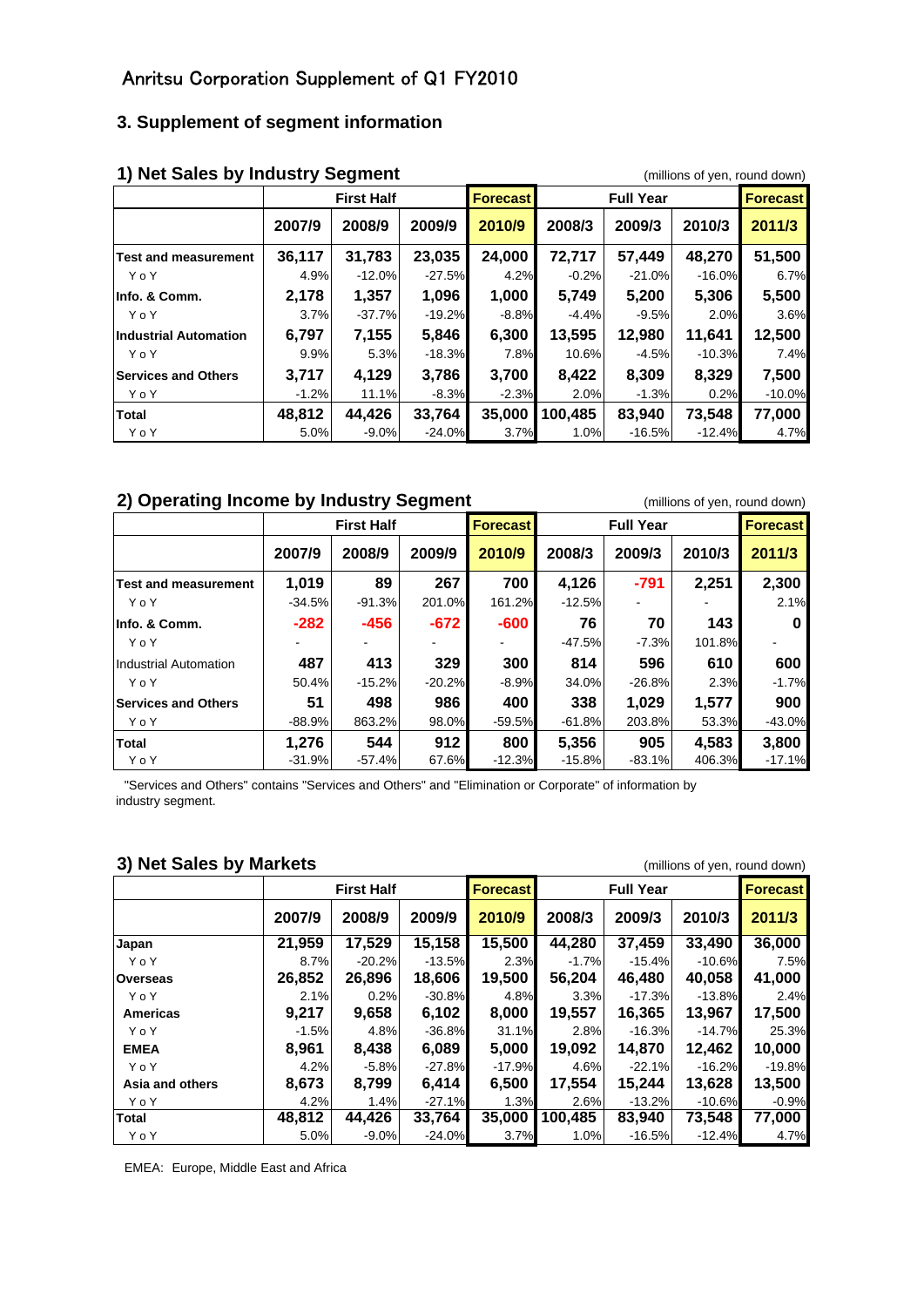# Anritsu Corporation Supplement of Q1 FY2010

## 3. Supplement of segment information

### 1) Net Sales by Industry Segment

(millions of yen, round down)

| | First Half | | | Forecast | Full Year | | | Forecast |
|---|---|---|---|---|---|---|---|---|
| | 2007/9 | 2008/9 | 2009/9 | 2010/9 | 2008/3 | 2009/3 | 2010/3 | 2011/3 |
| **Test and measurement** | 36,117 | 31,783 | 23,035 | 24,000 | 72,717 | 57,449 | 48,270 | 51,500 |
| YoY | 4.9% | -12.0% | -27.5% | 4.2% | -0.2% | -21.0% | -16.0% | 6.7% |
| **Info. & Comm.** | 2,178 | 1,357 | 1,096 | 1,000 | 5,749 | 5,200 | 5,306 | 5,500 |
| YoY | 3.7% | -37.7% | -19.2% | -8.8% | -4.4% | -9.5% | 2.0% | 3.6% |
| **Industrial Automation** | 6,797 | 7,155 | 5,846 | 6,300 | 13,595 | 12,980 | 11,641 | 12,500 |
| YoY | 9.9% | 5.3% | -18.3% | 7.8% | 10.6% | -4.5% | -10.3% | 7.4% |
| **Services and Others** | 3,717 | 4,129 | 3,786 | 3,700 | 8,422 | 8,309 | 8,329 | 7,500 |
| YoY | -1.2% | 11.1% | -8.3% | -2.3% | 2.0% | -1.3% | 0.2% | -10.0% |
| **Total** | 48,812 | 44,426 | 33,764 | 35,000 | 100,485 | 83,940 | 73,548 | 77,000 |
| YoY | 5.0% | -9.0% | -24.0% | 3.7% | 1.0% | -16.5% | -12.4% | 4.7% |

### 2) Operating Income by Industry Segment

(millions of yen, round down)

| | First Half | | | Forecast | Full Year | | | Forecast |
|---|---|---|---|---|---|---|---|---|
| | 2007/9 | 2008/9 | 2009/9 | 2010/9 | 2008/3 | 2009/3 | 2010/3 | 2011/3 |
| **Test and measurement** | 1,019 | 89 | 267 | 700 | 4,126 | -791 | 2,251 | 2,300 |
| YoY | -34.5% | -91.3% | 201.0% | 161.2% | -12.5% | - | - | 2.1% |
| **Info. & Comm.** | -282 | -456 | -672 | -600 | 76 | 70 | 143 | 0 |
| YoY | - | - | - | - | -47.5% | -7.3% | 101.8% | - |
| Industrial Automation | 487 | 413 | 329 | 300 | 814 | 596 | 610 | 600 |
| YoY | 50.4% | -15.2% | -20.2% | -8.9% | 34.0% | -26.8% | 2.3% | -1.7% |
| **Services and Others** | 51 | 498 | 986 | 400 | 338 | 1,029 | 1,577 | 900 |
| YoY | -88.9% | 863.2% | 98.0% | -59.5% | -61.8% | 203.8% | 53.3% | -43.0% |
| **Total** | 1,276 | 544 | 912 | 800 | 5,356 | 905 | 4,583 | 3,800 |
| YoY | -31.9% | -57.4% | 67.6% | -12.3% | -15.8% | -83.1% | 406.3% | -17.1% |

"Services and Others" contains "Services and Others" and "Elimination or Corporate" of information by industry segment.

### 3) Net Sales by Markets

(millions of yen, round down)

| | First Half | | | Forecast | Full Year | | | Forecast |
|---|---|---|---|---|---|---|---|---|
| | 2007/9 | 2008/9 | 2009/9 | 2010/9 | 2008/3 | 2009/3 | 2010/3 | 2011/3 |
| **Japan** | 21,959 | 17,529 | 15,158 | 15,500 | 44,280 | 37,459 | 33,490 | 36,000 |
| YoY | 8.7% | -20.2% | -13.5% | 2.3% | -1.7% | -15.4% | -10.6% | 7.5% |
| **Overseas** | 26,852 | 26,896 | 18,606 | 19,500 | 56,204 | 46,480 | 40,058 | 41,000 |
| YoY | 2.1% | 0.2% | -30.8% | 4.8% | 3.3% | -17.3% | -13.8% | 2.4% |
| **Americas** | 9,217 | 9,658 | 6,102 | 8,000 | 19,557 | 16,365 | 13,967 | 17,500 |
| YoY | -1.5% | 4.8% | -36.8% | 31.1% | 2.8% | -16.3% | -14.7% | 25.3% |
| **EMEA** | 8,961 | 8,438 | 6,089 | 5,000 | 19,092 | 14,870 | 12,462 | 10,000 |
| YoY | 4.2% | -5.8% | -27.8% | -17.9% | 4.6% | -22.1% | -16.2% | -19.8% |
| **Asia and others** | 8,673 | 8,799 | 6,414 | 6,500 | 17,554 | 15,244 | 13,628 | 13,500 |
| YoY | 4.2% | 1.4% | -27.1% | 1.3% | 2.6% | -13.2% | -10.6% | -0.9% |
| **Total** | 48,812 | 44,426 | 33,764 | 35,000 | 100,485 | 83,940 | 73,548 | 77,000 |
| YoY | 5.0% | -9.0% | -24.0% | 3.7% | 1.0% | -16.5% | -12.4% | 4.7% |

EMEA: Europe, Middle East and Africa